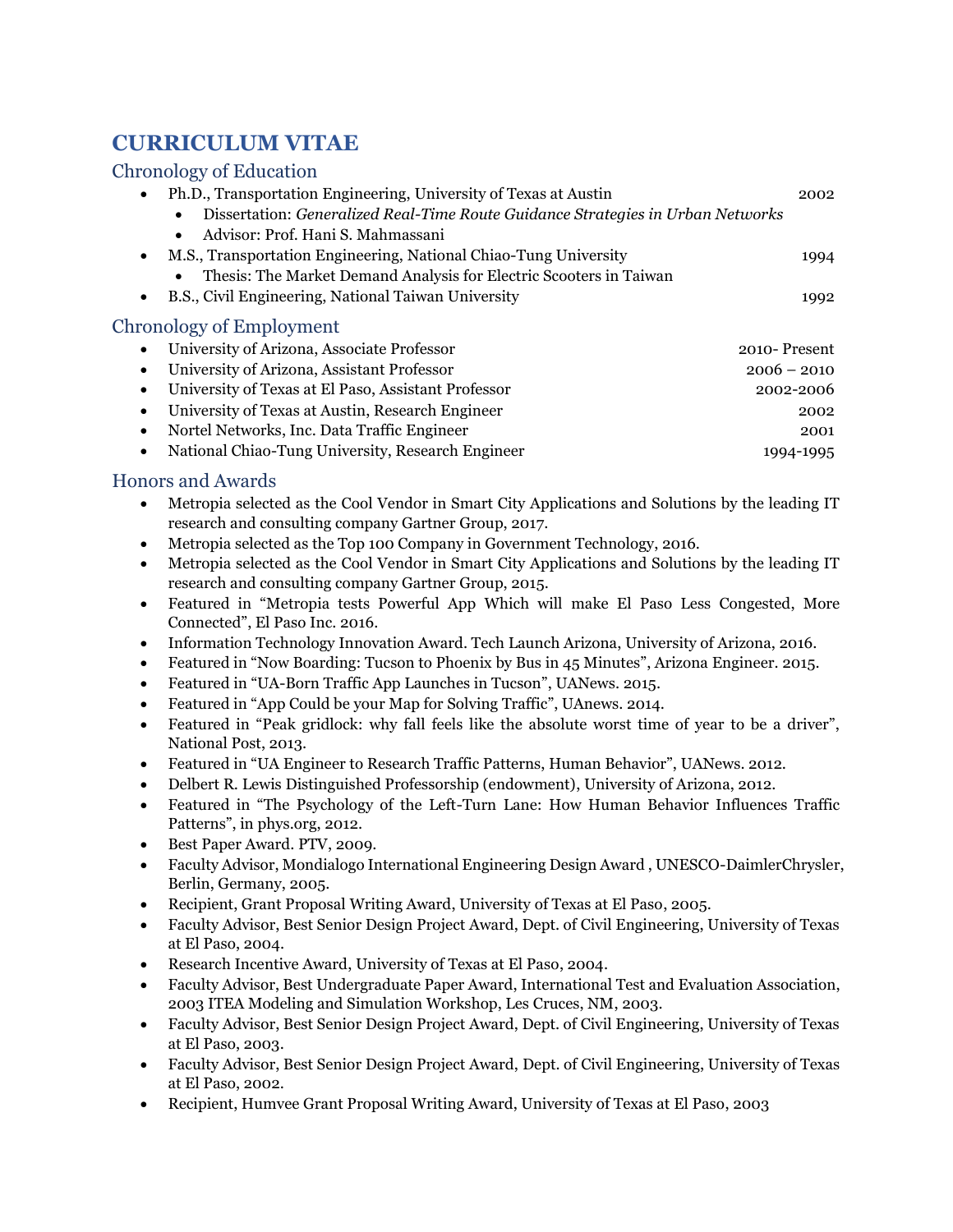# CURRICULUM VITAE

## Chronology of Education

- Ph.D., Transportation Engineering, University of Texas at Austin 2002
  - Dissertation: *Generalized Real-Time Route Guidance Strategies in Urban Networks*
  - Advisor: Prof. Hani S. Mahmassani
- M.S., Transportation Engineering, National Chiao-Tung University 1994
  - Thesis: The Market Demand Analysis for Electric Scooters in Taiwan
- B.S., Civil Engineering, National Taiwan University 1992

## Chronology of Employment

- University of Arizona, Associate Professor 2010- Present
- University of Arizona, Assistant Professor 2006 – 2010
- University of Texas at El Paso, Assistant Professor 2002-2006
- University of Texas at Austin, Research Engineer 2002
- Nortel Networks, Inc. Data Traffic Engineer 2001
- National Chiao-Tung University, Research Engineer 1994-1995

## Honors and Awards

- Metropia selected as the Cool Vendor in Smart City Applications and Solutions by the leading IT research and consulting company Gartner Group, 2017.
- Metropia selected as the Top 100 Company in Government Technology, 2016.
- Metropia selected as the Cool Vendor in Smart City Applications and Solutions by the leading IT research and consulting company Gartner Group, 2015.
- Featured in "Metropia tests Powerful App Which will make El Paso Less Congested, More Connected", El Paso Inc. 2016.
- Information Technology Innovation Award. Tech Launch Arizona, University of Arizona, 2016.
- Featured in "Now Boarding: Tucson to Phoenix by Bus in 45 Minutes", Arizona Engineer. 2015.
- Featured in "UA-Born Traffic App Launches in Tucson", UANews. 2015.
- Featured in "App Could be your Map for Solving Traffic", UAnews. 2014.
- Featured in "Peak gridlock: why fall feels like the absolute worst time of year to be a driver", National Post, 2013.
- Featured in "UA Engineer to Research Traffic Patterns, Human Behavior", UANews. 2012.
- Delbert R. Lewis Distinguished Professorship (endowment), University of Arizona, 2012.
- Featured in "The Psychology of the Left-Turn Lane: How Human Behavior Influences Traffic Patterns", in phys.org, 2012.
- Best Paper Award. PTV, 2009.
- Faculty Advisor, Mondialogo International Engineering Design Award , UNESCO-DaimlerChrysler, Berlin, Germany, 2005.
- Recipient, Grant Proposal Writing Award, University of Texas at El Paso, 2005.
- Faculty Advisor, Best Senior Design Project Award, Dept. of Civil Engineering, University of Texas at El Paso, 2004.
- Research Incentive Award, University of Texas at El Paso, 2004.
- Faculty Advisor, Best Undergraduate Paper Award, International Test and Evaluation Association, 2003 ITEA Modeling and Simulation Workshop, Les Cruces, NM, 2003.
- Faculty Advisor, Best Senior Design Project Award, Dept. of Civil Engineering, University of Texas at El Paso, 2003.
- Faculty Advisor, Best Senior Design Project Award, Dept. of Civil Engineering, University of Texas at El Paso, 2002.
- Recipient, Humvee Grant Proposal Writing Award, University of Texas at El Paso, 2003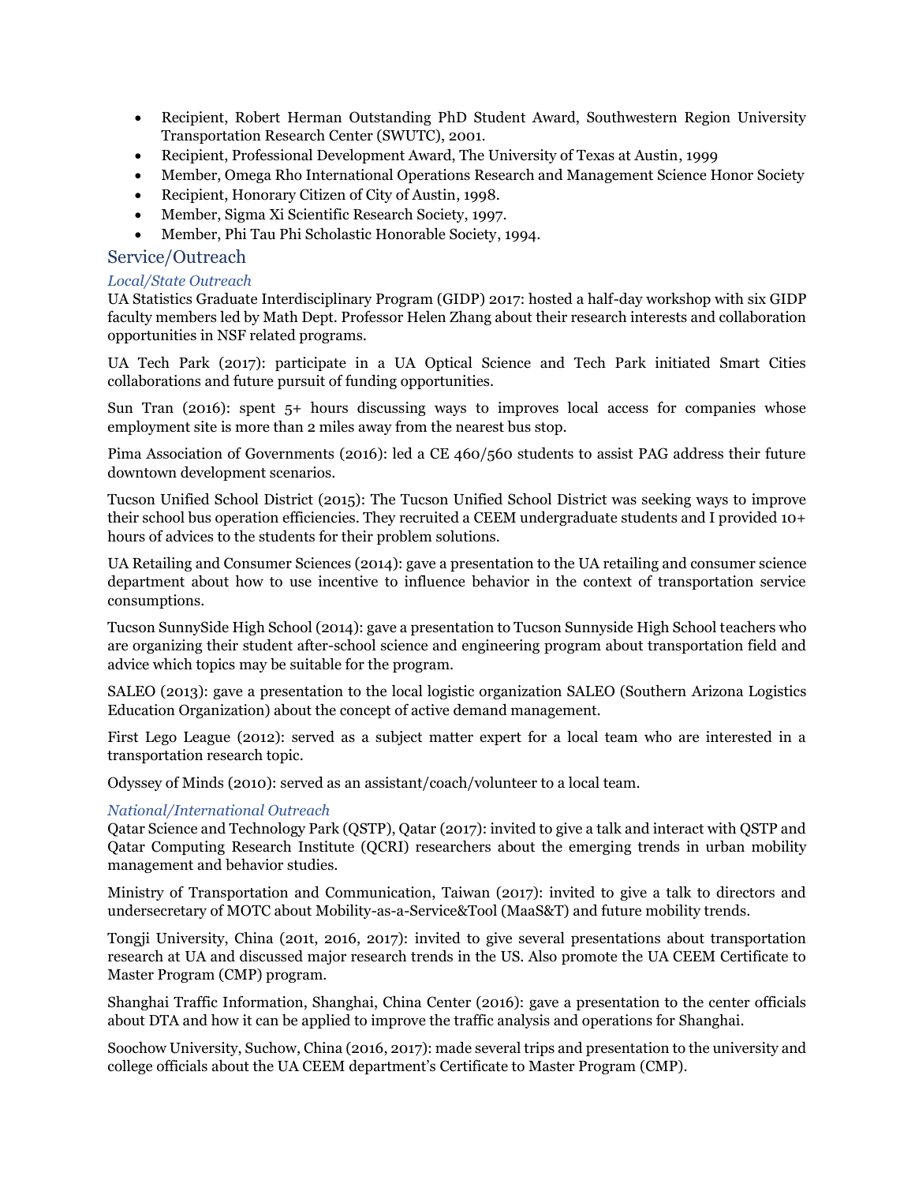- Recipient, Robert Herman Outstanding PhD Student Award, Southwestern Region University Transportation Research Center (SWUTC), 2001.
- Recipient, Professional Development Award, The University of Texas at Austin, 1999
- Member, Omega Rho International Operations Research and Management Science Honor Society
- Recipient, Honorary Citizen of City of Austin, 1998.
- Member, Sigma Xi Scientific Research Society, 1997.
- Member, Phi Tau Phi Scholastic Honorable Society, 1994.

## Service/Outreach

### *Local/State Outreach*

UA Statistics Graduate Interdisciplinary Program (GIDP) 2017: hosted a half-day workshop with six GIDP faculty members led by Math Dept. Professor Helen Zhang about their research interests and collaboration opportunities in NSF related programs.

UA Tech Park (2017): participate in a UA Optical Science and Tech Park initiated Smart Cities collaborations and future pursuit of funding opportunities.

Sun Tran (2016): spent 5+ hours discussing ways to improves local access for companies whose employment site is more than 2 miles away from the nearest bus stop.

Pima Association of Governments (2016): led a CE 460/560 students to assist PAG address their future downtown development scenarios.

Tucson Unified School District (2015): The Tucson Unified School District was seeking ways to improve their school bus operation efficiencies. They recruited a CEEM undergraduate students and I provided 10+ hours of advices to the students for their problem solutions.

UA Retailing and Consumer Sciences (2014): gave a presentation to the UA retailing and consumer science department about how to use incentive to influence behavior in the context of transportation service consumptions.

Tucson SunnySide High School (2014): gave a presentation to Tucson Sunnyside High School teachers who are organizing their student after-school science and engineering program about transportation field and advice which topics may be suitable for the program.

SALEO (2013): gave a presentation to the local logistic organization SALEO (Southern Arizona Logistics Education Organization) about the concept of active demand management.

First Lego League (2012): served as a subject matter expert for a local team who are interested in a transportation research topic.

Odyssey of Minds (2010): served as an assistant/coach/volunteer to a local team.

### *National/International Outreach*

Qatar Science and Technology Park (QSTP), Qatar (2017): invited to give a talk and interact with QSTP and Qatar Computing Research Institute (QCRI) researchers about the emerging trends in urban mobility management and behavior studies.

Ministry of Transportation and Communication, Taiwan (2017): invited to give a talk to directors and undersecretary of MOTC about Mobility-as-a-Service&Tool (MaaS&T) and future mobility trends.

Tongji University, China (201t, 2016, 2017): invited to give several presentations about transportation research at UA and discussed major research trends in the US. Also promote the UA CEEM Certificate to Master Program (CMP) program.

Shanghai Traffic Information, Shanghai, China Center (2016): gave a presentation to the center officials about DTA and how it can be applied to improve the traffic analysis and operations for Shanghai.

Soochow University, Suchow, China (2016, 2017): made several trips and presentation to the university and college officials about the UA CEEM department's Certificate to Master Program (CMP).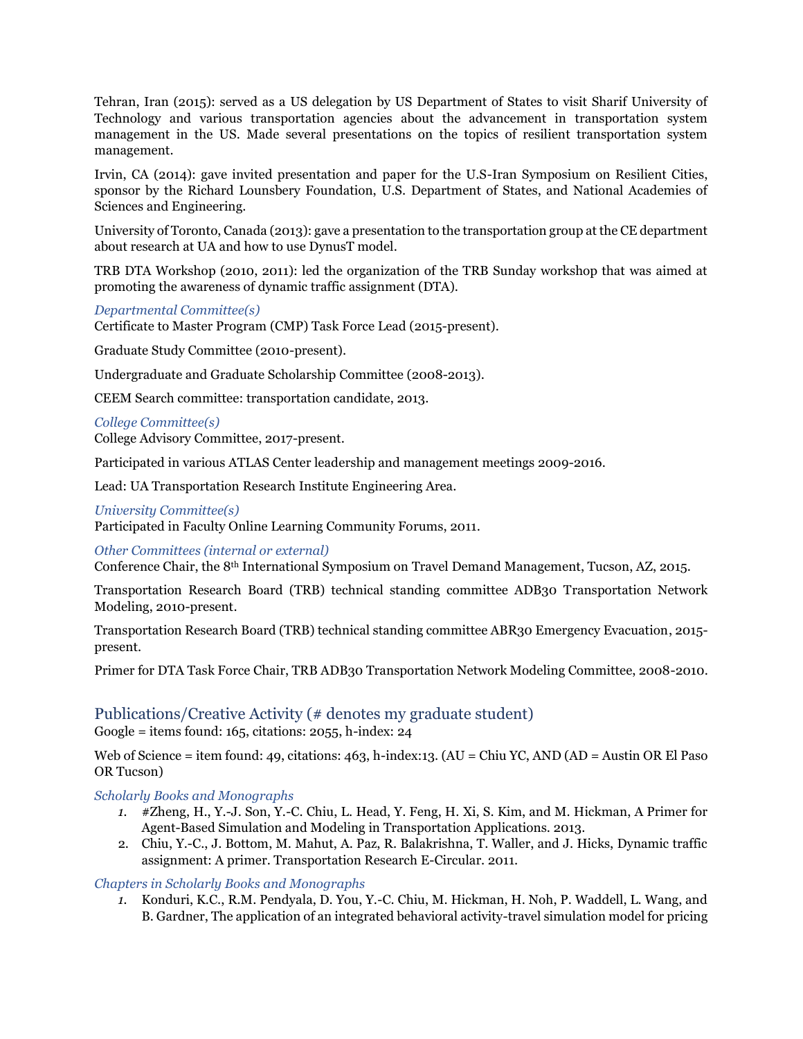Tehran, Iran (2015): served as a US delegation by US Department of States to visit Sharif University of Technology and various transportation agencies about the advancement in transportation system management in the US. Made several presentations on the topics of resilient transportation system management.

Irvin, CA (2014): gave invited presentation and paper for the U.S-Iran Symposium on Resilient Cities, sponsor by the Richard Lounsbery Foundation, U.S. Department of States, and National Academies of Sciences and Engineering.

University of Toronto, Canada (2013): gave a presentation to the transportation group at the CE department about research at UA and how to use DynusT model.

TRB DTA Workshop (2010, 2011): led the organization of the TRB Sunday workshop that was aimed at promoting the awareness of dynamic traffic assignment (DTA).

*Departmental Committee(s)*

Certificate to Master Program (CMP) Task Force Lead (2015-present).

Graduate Study Committee (2010-present).

Undergraduate and Graduate Scholarship Committee (2008-2013).

CEEM Search committee: transportation candidate, 2013.

*College Committee(s)*

College Advisory Committee, 2017-present.

Participated in various ATLAS Center leadership and management meetings 2009-2016.

Lead: UA Transportation Research Institute Engineering Area.

*University Committee(s)*

Participated in Faculty Online Learning Community Forums, 2011.

*Other Committees (internal or external)*

Conference Chair, the 8th International Symposium on Travel Demand Management, Tucson, AZ, 2015.

Transportation Research Board (TRB) technical standing committee ADB30 Transportation Network Modeling, 2010-present.

Transportation Research Board (TRB) technical standing committee ABR30 Emergency Evacuation, 2015-present.

Primer for DTA Task Force Chair, TRB ADB30 Transportation Network Modeling Committee, 2008-2010.

## Publications/Creative Activity (# denotes my graduate student)

Google = items found: 165, citations: 2055, h-index: 24

Web of Science = item found: 49, citations: 463, h-index:13. (AU = Chiu YC, AND (AD = Austin OR El Paso OR Tucson)

*Scholarly Books and Monographs*

1. #Zheng, H., Y.-J. Son, Y.-C. Chiu, L. Head, Y. Feng, H. Xi, S. Kim, and M. Hickman, A Primer for Agent-Based Simulation and Modeling in Transportation Applications. 2013.
2. Chiu, Y.-C., J. Bottom, M. Mahut, A. Paz, R. Balakrishna, T. Waller, and J. Hicks, Dynamic traffic assignment: A primer. Transportation Research E-Circular. 2011.

*Chapters in Scholarly Books and Monographs*

1. Konduri, K.C., R.M. Pendyala, D. You, Y.-C. Chiu, M. Hickman, H. Noh, P. Waddell, L. Wang, and B. Gardner, The application of an integrated behavioral activity-travel simulation model for pricing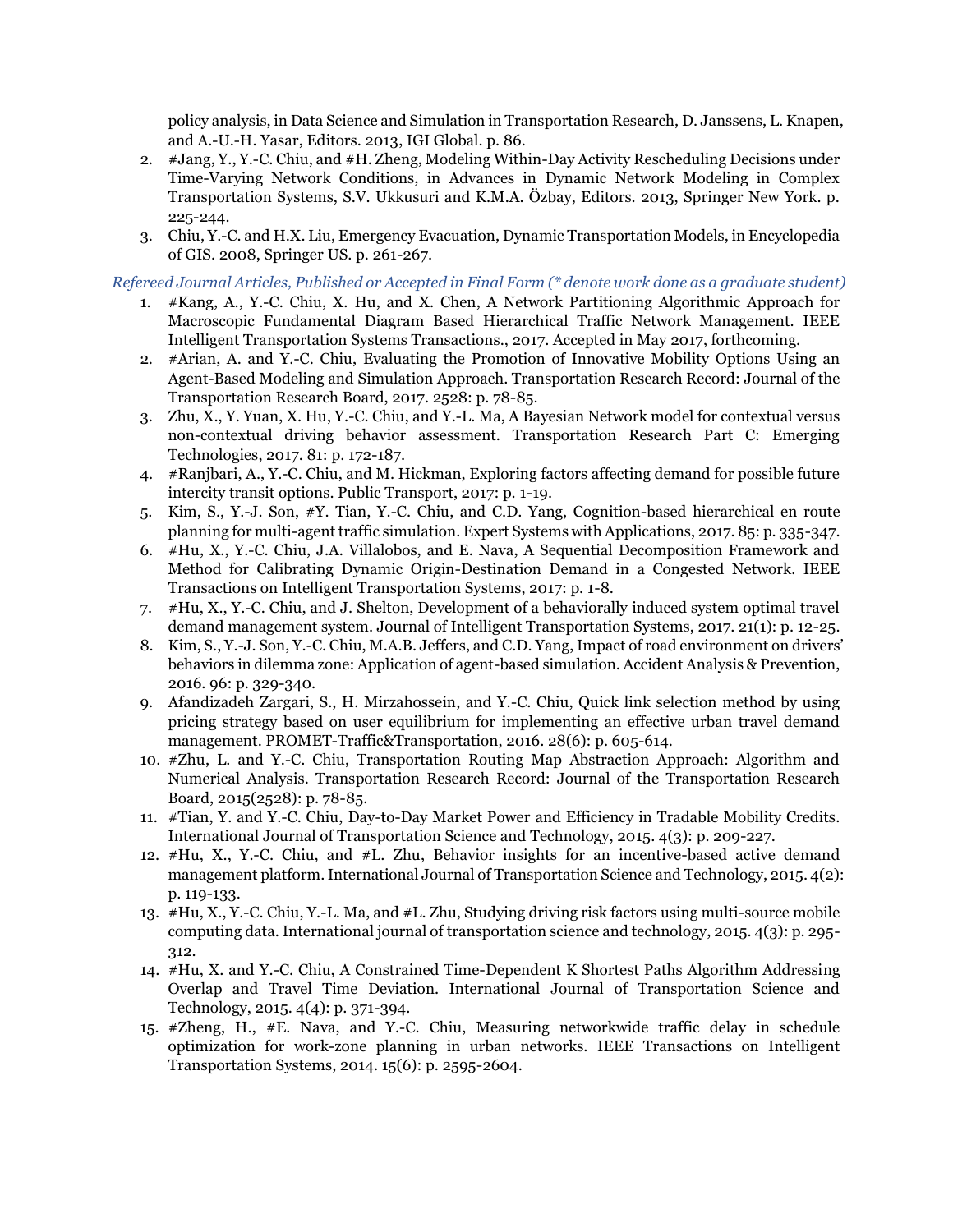policy analysis, in Data Science and Simulation in Transportation Research, D. Janssens, L. Knapen, and A.-U.-H. Yasar, Editors. 2013, IGI Global. p. 86.

2. #Jang, Y., Y.-C. Chiu, and #H. Zheng, Modeling Within-Day Activity Rescheduling Decisions under Time-Varying Network Conditions, in Advances in Dynamic Network Modeling in Complex Transportation Systems, S.V. Ukkusuri and K.M.A. Özbay, Editors. 2013, Springer New York. p. 225-244.
3. Chiu, Y.-C. and H.X. Liu, Emergency Evacuation, Dynamic Transportation Models, in Encyclopedia of GIS. 2008, Springer US. p. 261-267.

*Refereed Journal Articles, Published or Accepted in Final Form (* denote work done as a graduate student)*

1. #Kang, A., Y.-C. Chiu, X. Hu, and X. Chen, A Network Partitioning Algorithmic Approach for Macroscopic Fundamental Diagram Based Hierarchical Traffic Network Management. IEEE Intelligent Transportation Systems Transactions., 2017. Accepted in May 2017, forthcoming.
2. #Arian, A. and Y.-C. Chiu, Evaluating the Promotion of Innovative Mobility Options Using an Agent-Based Modeling and Simulation Approach. Transportation Research Record: Journal of the Transportation Research Board, 2017. 2528: p. 78-85.
3. Zhu, X., Y. Yuan, X. Hu, Y.-C. Chiu, and Y.-L. Ma, A Bayesian Network model for contextual versus non-contextual driving behavior assessment. Transportation Research Part C: Emerging Technologies, 2017. 81: p. 172-187.
4. #Ranjbari, A., Y.-C. Chiu, and M. Hickman, Exploring factors affecting demand for possible future intercity transit options. Public Transport, 2017: p. 1-19.
5. Kim, S., Y.-J. Son, #Y. Tian, Y.-C. Chiu, and C.D. Yang, Cognition-based hierarchical en route planning for multi-agent traffic simulation. Expert Systems with Applications, 2017. 85: p. 335-347.
6. #Hu, X., Y.-C. Chiu, J.A. Villalobos, and E. Nava, A Sequential Decomposition Framework and Method for Calibrating Dynamic Origin-Destination Demand in a Congested Network. IEEE Transactions on Intelligent Transportation Systems, 2017: p. 1-8.
7. #Hu, X., Y.-C. Chiu, and J. Shelton, Development of a behaviorally induced system optimal travel demand management system. Journal of Intelligent Transportation Systems, 2017. 21(1): p. 12-25.
8. Kim, S., Y.-J. Son, Y.-C. Chiu, M.A.B. Jeffers, and C.D. Yang, Impact of road environment on drivers' behaviors in dilemma zone: Application of agent-based simulation. Accident Analysis & Prevention, 2016. 96: p. 329-340.
9. Afandizadeh Zargari, S., H. Mirzahossein, and Y.-C. Chiu, Quick link selection method by using pricing strategy based on user equilibrium for implementing an effective urban travel demand management. PROMET-Traffic&Transportation, 2016. 28(6): p. 605-614.
10. #Zhu, L. and Y.-C. Chiu, Transportation Routing Map Abstraction Approach: Algorithm and Numerical Analysis. Transportation Research Record: Journal of the Transportation Research Board, 2015(2528): p. 78-85.
11. #Tian, Y. and Y.-C. Chiu, Day-to-Day Market Power and Efficiency in Tradable Mobility Credits. International Journal of Transportation Science and Technology, 2015. 4(3): p. 209-227.
12. #Hu, X., Y.-C. Chiu, and #L. Zhu, Behavior insights for an incentive-based active demand management platform. International Journal of Transportation Science and Technology, 2015. 4(2): p. 119-133.
13. #Hu, X., Y.-C. Chiu, Y.-L. Ma, and #L. Zhu, Studying driving risk factors using multi-source mobile computing data. International journal of transportation science and technology, 2015. 4(3): p. 295-312.
14. #Hu, X. and Y.-C. Chiu, A Constrained Time-Dependent K Shortest Paths Algorithm Addressing Overlap and Travel Time Deviation. International Journal of Transportation Science and Technology, 2015. 4(4): p. 371-394.
15. #Zheng, H., #E. Nava, and Y.-C. Chiu, Measuring networkwide traffic delay in schedule optimization for work-zone planning in urban networks. IEEE Transactions on Intelligent Transportation Systems, 2014. 15(6): p. 2595-2604.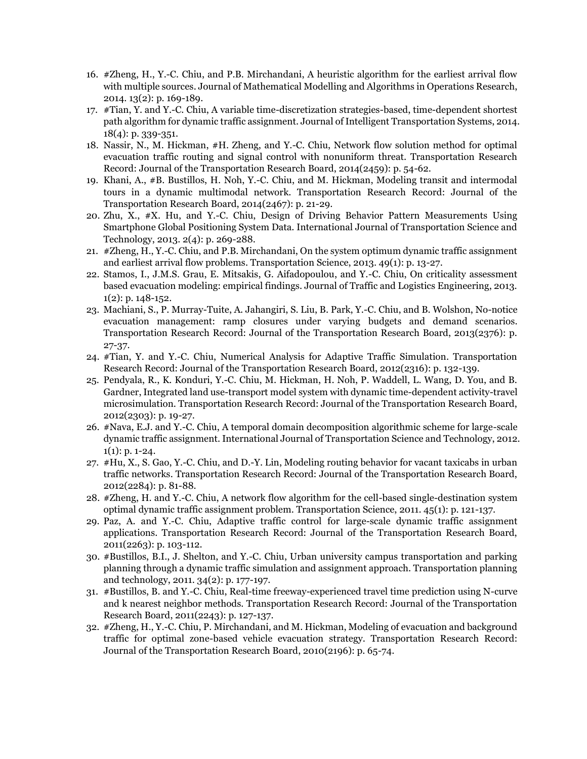16. #Zheng, H., Y.-C. Chiu, and P.B. Mirchandani, A heuristic algorithm for the earliest arrival flow with multiple sources. Journal of Mathematical Modelling and Algorithms in Operations Research, 2014. 13(2): p. 169-189.
17. #Tian, Y. and Y.-C. Chiu, A variable time-discretization strategies-based, time-dependent shortest path algorithm for dynamic traffic assignment. Journal of Intelligent Transportation Systems, 2014. 18(4): p. 339-351.
18. Nassir, N., M. Hickman, #H. Zheng, and Y.-C. Chiu, Network flow solution method for optimal evacuation traffic routing and signal control with nonuniform threat. Transportation Research Record: Journal of the Transportation Research Board, 2014(2459): p. 54-62.
19. Khani, A., #B. Bustillos, H. Noh, Y.-C. Chiu, and M. Hickman, Modeling transit and intermodal tours in a dynamic multimodal network. Transportation Research Record: Journal of the Transportation Research Board, 2014(2467): p. 21-29.
20. Zhu, X., #X. Hu, and Y.-C. Chiu, Design of Driving Behavior Pattern Measurements Using Smartphone Global Positioning System Data. International Journal of Transportation Science and Technology, 2013. 2(4): p. 269-288.
21. #Zheng, H., Y.-C. Chiu, and P.B. Mirchandani, On the system optimum dynamic traffic assignment and earliest arrival flow problems. Transportation Science, 2013. 49(1): p. 13-27.
22. Stamos, I., J.M.S. Grau, E. Mitsakis, G. Aifadopoulou, and Y.-C. Chiu, On criticality assessment based evacuation modeling: empirical findings. Journal of Traffic and Logistics Engineering, 2013. 1(2): p. 148-152.
23. Machiani, S., P. Murray-Tuite, A. Jahangiri, S. Liu, B. Park, Y.-C. Chiu, and B. Wolshon, No-notice evacuation management: ramp closures under varying budgets and demand scenarios. Transportation Research Record: Journal of the Transportation Research Board, 2013(2376): p. 27-37.
24. #Tian, Y. and Y.-C. Chiu, Numerical Analysis for Adaptive Traffic Simulation. Transportation Research Record: Journal of the Transportation Research Board, 2012(2316): p. 132-139.
25. Pendyala, R., K. Konduri, Y.-C. Chiu, M. Hickman, H. Noh, P. Waddell, L. Wang, D. You, and B. Gardner, Integrated land use-transport model system with dynamic time-dependent activity-travel microsimulation. Transportation Research Record: Journal of the Transportation Research Board, 2012(2303): p. 19-27.
26. #Nava, E.J. and Y.-C. Chiu, A temporal domain decomposition algorithmic scheme for large-scale dynamic traffic assignment. International Journal of Transportation Science and Technology, 2012. 1(1): p. 1-24.
27. #Hu, X., S. Gao, Y.-C. Chiu, and D.-Y. Lin, Modeling routing behavior for vacant taxicabs in urban traffic networks. Transportation Research Record: Journal of the Transportation Research Board, 2012(2284): p. 81-88.
28. #Zheng, H. and Y.-C. Chiu, A network flow algorithm for the cell-based single-destination system optimal dynamic traffic assignment problem. Transportation Science, 2011. 45(1): p. 121-137.
29. Paz, A. and Y.-C. Chiu, Adaptive traffic control for large-scale dynamic traffic assignment applications. Transportation Research Record: Journal of the Transportation Research Board, 2011(2263): p. 103-112.
30. #Bustillos, B.I., J. Shelton, and Y.-C. Chiu, Urban university campus transportation and parking planning through a dynamic traffic simulation and assignment approach. Transportation planning and technology, 2011. 34(2): p. 177-197.
31. #Bustillos, B. and Y.-C. Chiu, Real-time freeway-experienced travel time prediction using N-curve and k nearest neighbor methods. Transportation Research Record: Journal of the Transportation Research Board, 2011(2243): p. 127-137.
32. #Zheng, H., Y.-C. Chiu, P. Mirchandani, and M. Hickman, Modeling of evacuation and background traffic for optimal zone-based vehicle evacuation strategy. Transportation Research Record: Journal of the Transportation Research Board, 2010(2196): p. 65-74.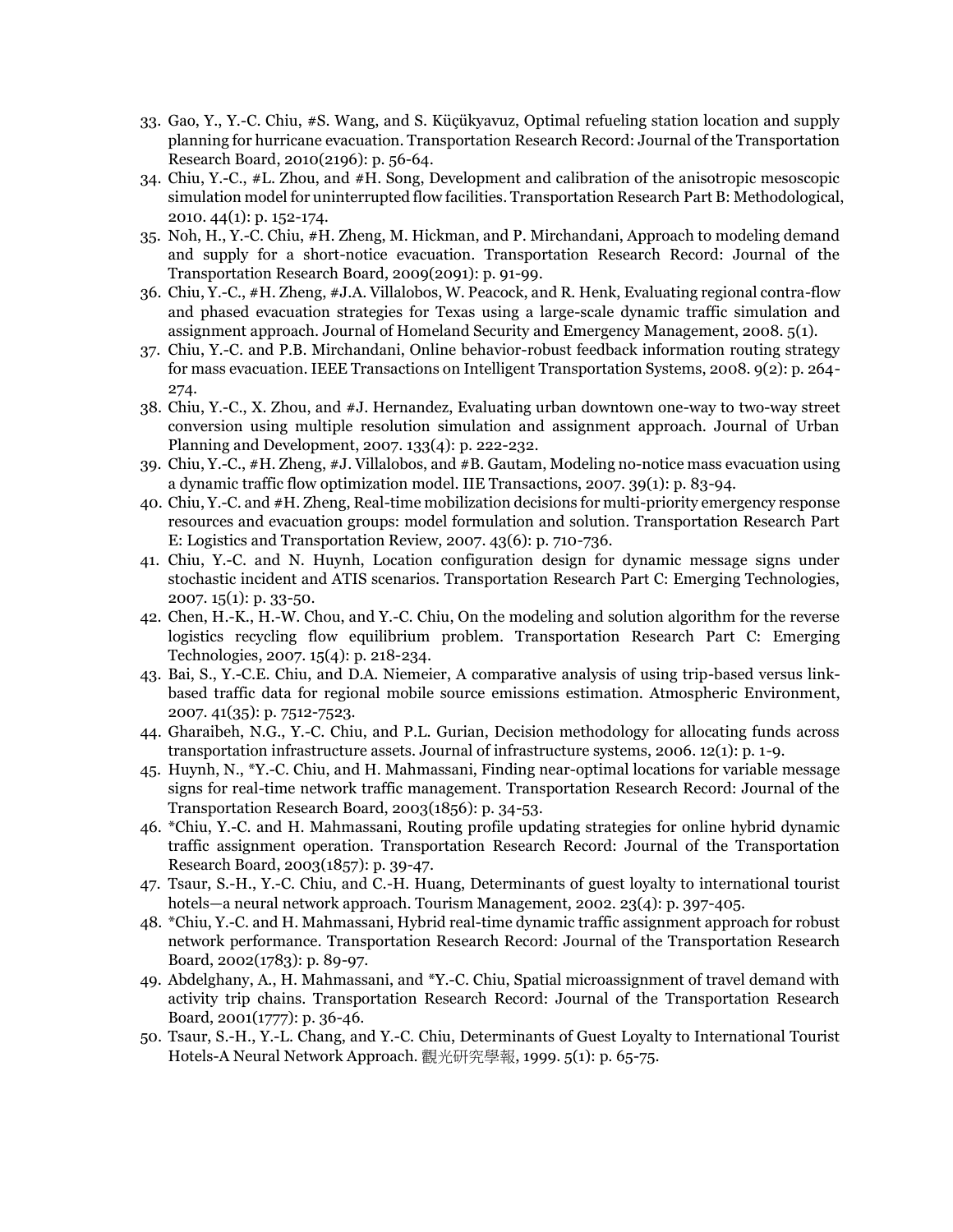33. Gao, Y., Y.-C. Chiu, #S. Wang, and S. Küçükyavuz, Optimal refueling station location and supply planning for hurricane evacuation. Transportation Research Record: Journal of the Transportation Research Board, 2010(2196): p. 56-64.
34. Chiu, Y.-C., #L. Zhou, and #H. Song, Development and calibration of the anisotropic mesoscopic simulation model for uninterrupted flow facilities. Transportation Research Part B: Methodological, 2010. 44(1): p. 152-174.
35. Noh, H., Y.-C. Chiu, #H. Zheng, M. Hickman, and P. Mirchandani, Approach to modeling demand and supply for a short-notice evacuation. Transportation Research Record: Journal of the Transportation Research Board, 2009(2091): p. 91-99.
36. Chiu, Y.-C., #H. Zheng, #J.A. Villalobos, W. Peacock, and R. Henk, Evaluating regional contra-flow and phased evacuation strategies for Texas using a large-scale dynamic traffic simulation and assignment approach. Journal of Homeland Security and Emergency Management, 2008. 5(1).
37. Chiu, Y.-C. and P.B. Mirchandani, Online behavior-robust feedback information routing strategy for mass evacuation. IEEE Transactions on Intelligent Transportation Systems, 2008. 9(2): p. 264-274.
38. Chiu, Y.-C., X. Zhou, and #J. Hernandez, Evaluating urban downtown one-way to two-way street conversion using multiple resolution simulation and assignment approach. Journal of Urban Planning and Development, 2007. 133(4): p. 222-232.
39. Chiu, Y.-C., #H. Zheng, #J. Villalobos, and #B. Gautam, Modeling no-notice mass evacuation using a dynamic traffic flow optimization model. IIE Transactions, 2007. 39(1): p. 83-94.
40. Chiu, Y.-C. and #H. Zheng, Real-time mobilization decisions for multi-priority emergency response resources and evacuation groups: model formulation and solution. Transportation Research Part E: Logistics and Transportation Review, 2007. 43(6): p. 710-736.
41. Chiu, Y.-C. and N. Huynh, Location configuration design for dynamic message signs under stochastic incident and ATIS scenarios. Transportation Research Part C: Emerging Technologies, 2007. 15(1): p. 33-50.
42. Chen, H.-K., H.-W. Chou, and Y.-C. Chiu, On the modeling and solution algorithm for the reverse logistics recycling flow equilibrium problem. Transportation Research Part C: Emerging Technologies, 2007. 15(4): p. 218-234.
43. Bai, S., Y.-C.E. Chiu, and D.A. Niemeier, A comparative analysis of using trip-based versus link-based traffic data for regional mobile source emissions estimation. Atmospheric Environment, 2007. 41(35): p. 7512-7523.
44. Gharaibeh, N.G., Y.-C. Chiu, and P.L. Gurian, Decision methodology for allocating funds across transportation infrastructure assets. Journal of infrastructure systems, 2006. 12(1): p. 1-9.
45. Huynh, N., *Y.-C. Chiu, and H. Mahmassani, Finding near-optimal locations for variable message signs for real-time network traffic management. Transportation Research Record: Journal of the Transportation Research Board, 2003(1856): p. 34-53.
46. *Chiu, Y.-C. and H. Mahmassani, Routing profile updating strategies for online hybrid dynamic traffic assignment operation. Transportation Research Record: Journal of the Transportation Research Board, 2003(1857): p. 39-47.
47. Tsaur, S.-H., Y.-C. Chiu, and C.-H. Huang, Determinants of guest loyalty to international tourist hotels—a neural network approach. Tourism Management, 2002. 23(4): p. 397-405.
48. *Chiu, Y.-C. and H. Mahmassani, Hybrid real-time dynamic traffic assignment approach for robust network performance. Transportation Research Record: Journal of the Transportation Research Board, 2002(1783): p. 89-97.
49. Abdelghany, A., H. Mahmassani, and *Y.-C. Chiu, Spatial microassignment of travel demand with activity trip chains. Transportation Research Record: Journal of the Transportation Research Board, 2001(1777): p. 36-46.
50. Tsaur, S.-H., Y.-L. Chang, and Y.-C. Chiu, Determinants of Guest Loyalty to International Tourist Hotels-A Neural Network Approach. 觀光研究學報, 1999. 5(1): p. 65-75.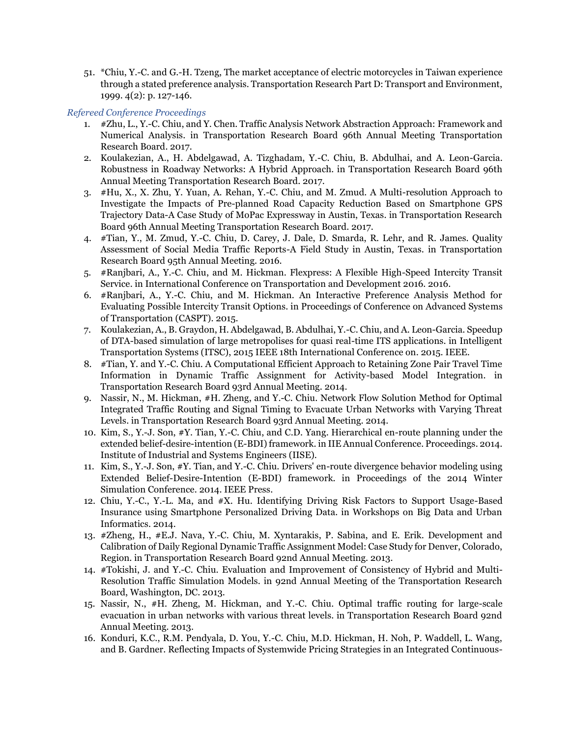51. *Chiu, Y.-C. and G.-H. Tzeng, The market acceptance of electric motorcycles in Taiwan experience through a stated preference analysis. Transportation Research Part D: Transport and Environment, 1999. 4(2): p. 127-146.

*Refereed Conference Proceedings*

1. #Zhu, L., Y.-C. Chiu, and Y. Chen. Traffic Analysis Network Abstraction Approach: Framework and Numerical Analysis. in Transportation Research Board 96th Annual Meeting Transportation Research Board. 2017.
2. Koulakezian, A., H. Abdelgawad, A. Tizghadam, Y.-C. Chiu, B. Abdulhai, and A. Leon-Garcia. Robustness in Roadway Networks: A Hybrid Approach. in Transportation Research Board 96th Annual Meeting Transportation Research Board. 2017.
3. #Hu, X., X. Zhu, Y. Yuan, A. Rehan, Y.-C. Chiu, and M. Zmud. A Multi-resolution Approach to Investigate the Impacts of Pre-planned Road Capacity Reduction Based on Smartphone GPS Trajectory Data-A Case Study of MoPac Expressway in Austin, Texas. in Transportation Research Board 96th Annual Meeting Transportation Research Board. 2017.
4. #Tian, Y., M. Zmud, Y.-C. Chiu, D. Carey, J. Dale, D. Smarda, R. Lehr, and R. James. Quality Assessment of Social Media Traffic Reports-A Field Study in Austin, Texas. in Transportation Research Board 95th Annual Meeting. 2016.
5. #Ranjbari, A., Y.-C. Chiu, and M. Hickman. Flexpress: A Flexible High-Speed Intercity Transit Service. in International Conference on Transportation and Development 2016. 2016.
6. #Ranjbari, A., Y.-C. Chiu, and M. Hickman. An Interactive Preference Analysis Method for Evaluating Possible Intercity Transit Options. in Proceedings of Conference on Advanced Systems of Transportation (CASPT). 2015.
7. Koulakezian, A., B. Graydon, H. Abdelgawad, B. Abdulhai, Y.-C. Chiu, and A. Leon-Garcia. Speedup of DTA-based simulation of large metropolises for quasi real-time ITS applications. in Intelligent Transportation Systems (ITSC), 2015 IEEE 18th International Conference on. 2015. IEEE.
8. #Tian, Y. and Y.-C. Chiu. A Computational Efficient Approach to Retaining Zone Pair Travel Time Information in Dynamic Traffic Assignment for Activity-based Model Integration. in Transportation Research Board 93rd Annual Meeting. 2014.
9. Nassir, N., M. Hickman, #H. Zheng, and Y.-C. Chiu. Network Flow Solution Method for Optimal Integrated Traffic Routing and Signal Timing to Evacuate Urban Networks with Varying Threat Levels. in Transportation Research Board 93rd Annual Meeting. 2014.
10. Kim, S., Y.-J. Son, #Y. Tian, Y.-C. Chiu, and C.D. Yang. Hierarchical en-route planning under the extended belief-desire-intention (E-BDI) framework. in IIE Annual Conference. Proceedings. 2014. Institute of Industrial and Systems Engineers (IISE).
11. Kim, S., Y.-J. Son, #Y. Tian, and Y.-C. Chiu. Drivers' en-route divergence behavior modeling using Extended Belief-Desire-Intention (E-BDI) framework. in Proceedings of the 2014 Winter Simulation Conference. 2014. IEEE Press.
12. Chiu, Y.-C., Y.-L. Ma, and #X. Hu. Identifying Driving Risk Factors to Support Usage-Based Insurance using Smartphone Personalized Driving Data. in Workshops on Big Data and Urban Informatics. 2014.
13. #Zheng, H., #E.J. Nava, Y.-C. Chiu, M. Xyntarakis, P. Sabina, and E. Erik. Development and Calibration of Daily Regional Dynamic Traffic Assignment Model: Case Study for Denver, Colorado, Region. in Transportation Research Board 92nd Annual Meeting. 2013.
14. #Tokishi, J. and Y.-C. Chiu. Evaluation and Improvement of Consistency of Hybrid and Multi-Resolution Traffic Simulation Models. in 92nd Annual Meeting of the Transportation Research Board, Washington, DC. 2013.
15. Nassir, N., #H. Zheng, M. Hickman, and Y.-C. Chiu. Optimal traffic routing for large-scale evacuation in urban networks with various threat levels. in Transportation Research Board 92nd Annual Meeting. 2013.
16. Konduri, K.C., R.M. Pendyala, D. You, Y.-C. Chiu, M.D. Hickman, H. Noh, P. Waddell, L. Wang, and B. Gardner. Reflecting Impacts of Systemwide Pricing Strategies in an Integrated Continuous-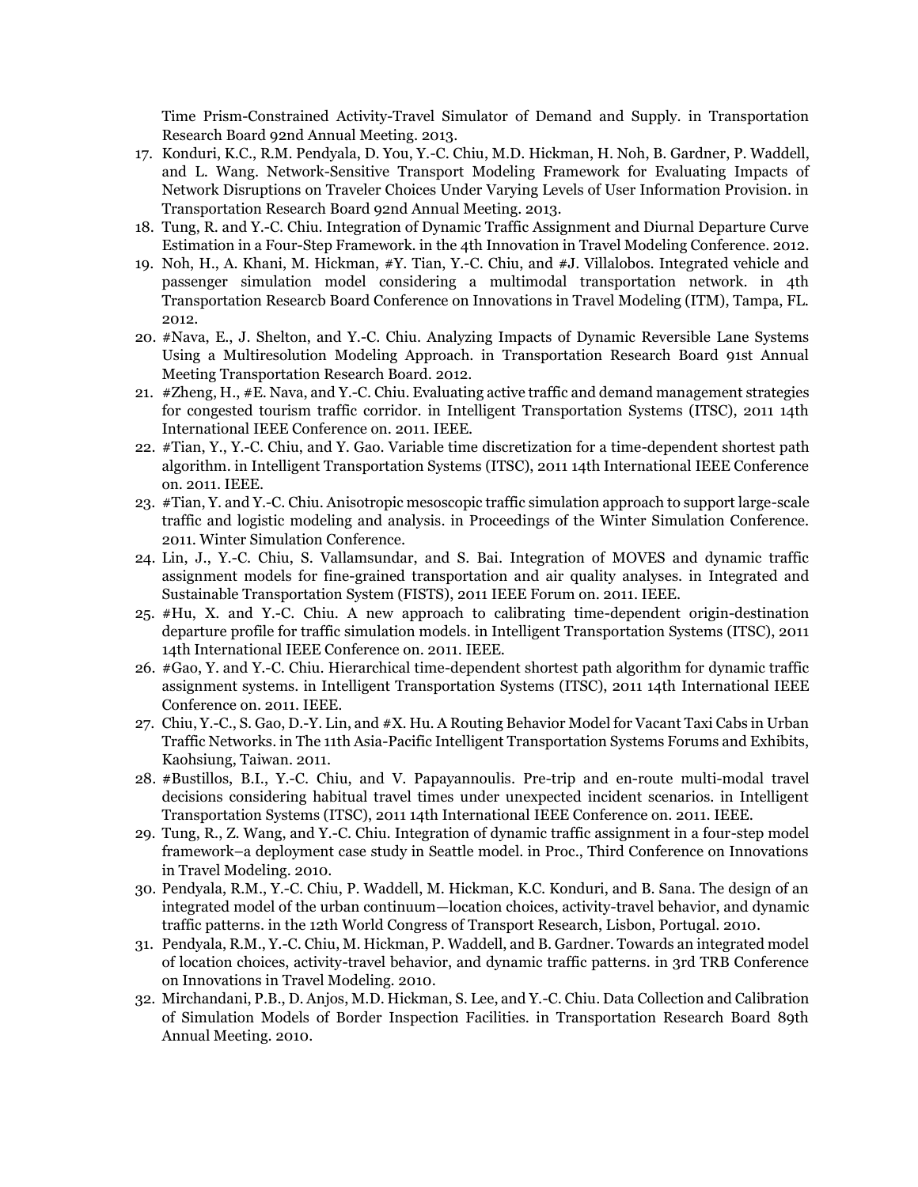Time Prism-Constrained Activity-Travel Simulator of Demand and Supply. in Transportation Research Board 92nd Annual Meeting. 2013.

17. Konduri, K.C., R.M. Pendyala, D. You, Y.-C. Chiu, M.D. Hickman, H. Noh, B. Gardner, P. Waddell, and L. Wang. Network-Sensitive Transport Modeling Framework for Evaluating Impacts of Network Disruptions on Traveler Choices Under Varying Levels of User Information Provision. in Transportation Research Board 92nd Annual Meeting. 2013.
18. Tung, R. and Y.-C. Chiu. Integration of Dynamic Traffic Assignment and Diurnal Departure Curve Estimation in a Four-Step Framework. in the 4th Innovation in Travel Modeling Conference. 2012.
19. Noh, H., A. Khani, M. Hickman, #Y. Tian, Y.-C. Chiu, and #J. Villalobos. Integrated vehicle and passenger simulation model considering a multimodal transportation network. in 4th Transportation Researcb Board Conference on Innovations in Travel Modeling (ITM), Tampa, FL. 2012.
20. #Nava, E., J. Shelton, and Y.-C. Chiu. Analyzing Impacts of Dynamic Reversible Lane Systems Using a Multiresolution Modeling Approach. in Transportation Research Board 91st Annual Meeting Transportation Research Board. 2012.
21. #Zheng, H., #E. Nava, and Y.-C. Chiu. Evaluating active traffic and demand management strategies for congested tourism traffic corridor. in Intelligent Transportation Systems (ITSC), 2011 14th International IEEE Conference on. 2011. IEEE.
22. #Tian, Y., Y.-C. Chiu, and Y. Gao. Variable time discretization for a time-dependent shortest path algorithm. in Intelligent Transportation Systems (ITSC), 2011 14th International IEEE Conference on. 2011. IEEE.
23. #Tian, Y. and Y.-C. Chiu. Anisotropic mesoscopic traffic simulation approach to support large-scale traffic and logistic modeling and analysis. in Proceedings of the Winter Simulation Conference. 2011. Winter Simulation Conference.
24. Lin, J., Y.-C. Chiu, S. Vallamsundar, and S. Bai. Integration of MOVES and dynamic traffic assignment models for fine-grained transportation and air quality analyses. in Integrated and Sustainable Transportation System (FISTS), 2011 IEEE Forum on. 2011. IEEE.
25. #Hu, X. and Y.-C. Chiu. A new approach to calibrating time-dependent origin-destination departure profile for traffic simulation models. in Intelligent Transportation Systems (ITSC), 2011 14th International IEEE Conference on. 2011. IEEE.
26. #Gao, Y. and Y.-C. Chiu. Hierarchical time-dependent shortest path algorithm for dynamic traffic assignment systems. in Intelligent Transportation Systems (ITSC), 2011 14th International IEEE Conference on. 2011. IEEE.
27. Chiu, Y.-C., S. Gao, D.-Y. Lin, and #X. Hu. A Routing Behavior Model for Vacant Taxi Cabs in Urban Traffic Networks. in The 11th Asia-Pacific Intelligent Transportation Systems Forums and Exhibits, Kaohsiung, Taiwan. 2011.
28. #Bustillos, B.I., Y.-C. Chiu, and V. Papayannoulis. Pre-trip and en-route multi-modal travel decisions considering habitual travel times under unexpected incident scenarios. in Intelligent Transportation Systems (ITSC), 2011 14th International IEEE Conference on. 2011. IEEE.
29. Tung, R., Z. Wang, and Y.-C. Chiu. Integration of dynamic traffic assignment in a four-step model framework–a deployment case study in Seattle model. in Proc., Third Conference on Innovations in Travel Modeling. 2010.
30. Pendyala, R.M., Y.-C. Chiu, P. Waddell, M. Hickman, K.C. Konduri, and B. Sana. The design of an integrated model of the urban continuum—location choices, activity-travel behavior, and dynamic traffic patterns. in the 12th World Congress of Transport Research, Lisbon, Portugal. 2010.
31. Pendyala, R.M., Y.-C. Chiu, M. Hickman, P. Waddell, and B. Gardner. Towards an integrated model of location choices, activity-travel behavior, and dynamic traffic patterns. in 3rd TRB Conference on Innovations in Travel Modeling. 2010.
32. Mirchandani, P.B., D. Anjos, M.D. Hickman, S. Lee, and Y.-C. Chiu. Data Collection and Calibration of Simulation Models of Border Inspection Facilities. in Transportation Research Board 89th Annual Meeting. 2010.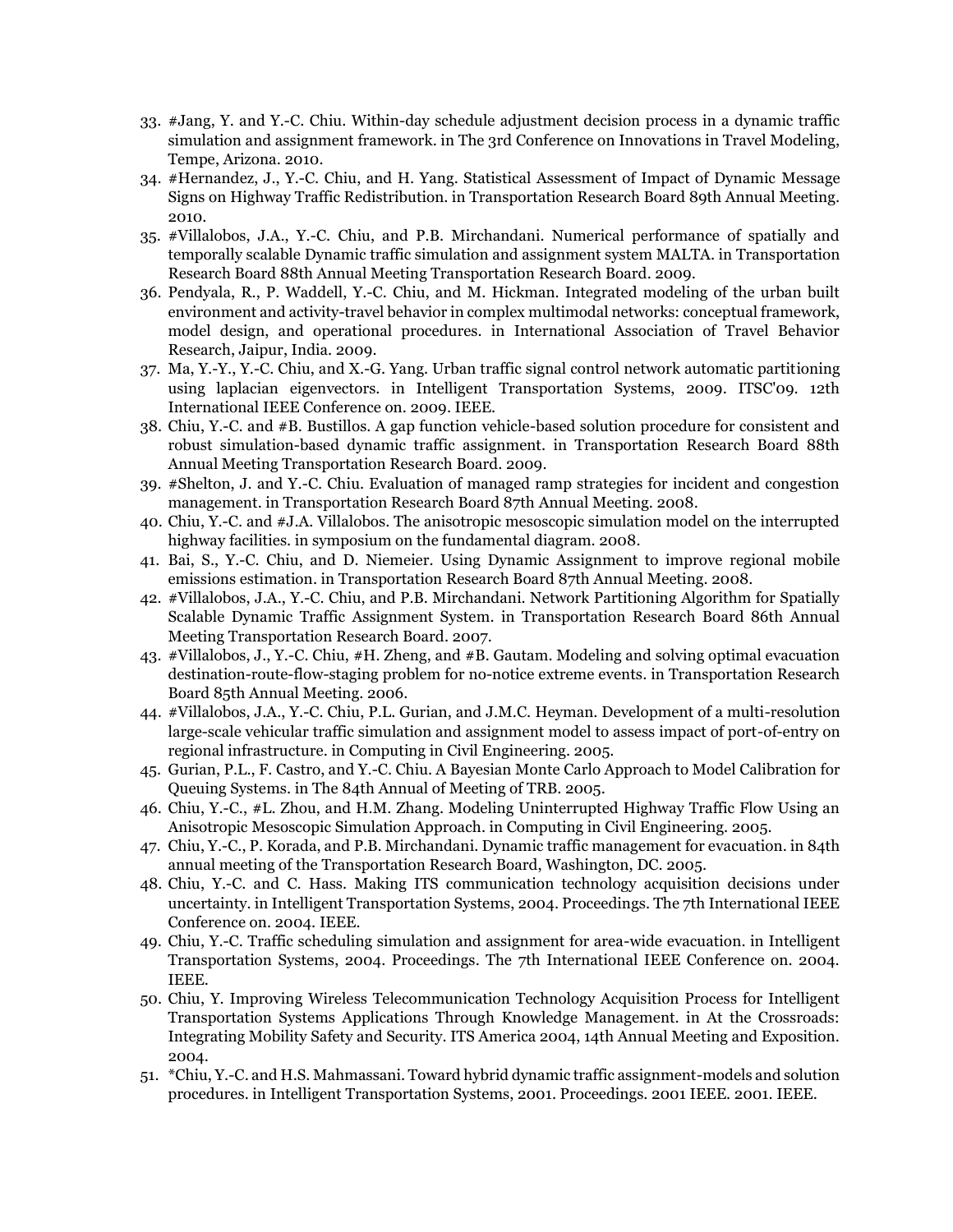33. #Jang, Y. and Y.-C. Chiu. Within-day schedule adjustment decision process in a dynamic traffic simulation and assignment framework. in The 3rd Conference on Innovations in Travel Modeling, Tempe, Arizona. 2010.
34. #Hernandez, J., Y.-C. Chiu, and H. Yang. Statistical Assessment of Impact of Dynamic Message Signs on Highway Traffic Redistribution. in Transportation Research Board 89th Annual Meeting. 2010.
35. #Villalobos, J.A., Y.-C. Chiu, and P.B. Mirchandani. Numerical performance of spatially and temporally scalable Dynamic traffic simulation and assignment system MALTA. in Transportation Research Board 88th Annual Meeting Transportation Research Board. 2009.
36. Pendyala, R., P. Waddell, Y.-C. Chiu, and M. Hickman. Integrated modeling of the urban built environment and activity-travel behavior in complex multimodal networks: conceptual framework, model design, and operational procedures. in International Association of Travel Behavior Research, Jaipur, India. 2009.
37. Ma, Y.-Y., Y.-C. Chiu, and X.-G. Yang. Urban traffic signal control network automatic partitioning using laplacian eigenvectors. in Intelligent Transportation Systems, 2009. ITSC'09. 12th International IEEE Conference on. 2009. IEEE.
38. Chiu, Y.-C. and #B. Bustillos. A gap function vehicle-based solution procedure for consistent and robust simulation-based dynamic traffic assignment. in Transportation Research Board 88th Annual Meeting Transportation Research Board. 2009.
39. #Shelton, J. and Y.-C. Chiu. Evaluation of managed ramp strategies for incident and congestion management. in Transportation Research Board 87th Annual Meeting. 2008.
40. Chiu, Y.-C. and #J.A. Villalobos. The anisotropic mesoscopic simulation model on the interrupted highway facilities. in symposium on the fundamental diagram. 2008.
41. Bai, S., Y.-C. Chiu, and D. Niemeier. Using Dynamic Assignment to improve regional mobile emissions estimation. in Transportation Research Board 87th Annual Meeting. 2008.
42. #Villalobos, J.A., Y.-C. Chiu, and P.B. Mirchandani. Network Partitioning Algorithm for Spatially Scalable Dynamic Traffic Assignment System. in Transportation Research Board 86th Annual Meeting Transportation Research Board. 2007.
43. #Villalobos, J., Y.-C. Chiu, #H. Zheng, and #B. Gautam. Modeling and solving optimal evacuation destination-route-flow-staging problem for no-notice extreme events. in Transportation Research Board 85th Annual Meeting. 2006.
44. #Villalobos, J.A., Y.-C. Chiu, P.L. Gurian, and J.M.C. Heyman. Development of a multi-resolution large-scale vehicular traffic simulation and assignment model to assess impact of port-of-entry on regional infrastructure. in Computing in Civil Engineering. 2005.
45. Gurian, P.L., F. Castro, and Y.-C. Chiu. A Bayesian Monte Carlo Approach to Model Calibration for Queuing Systems. in The 84th Annual of Meeting of TRB. 2005.
46. Chiu, Y.-C., #L. Zhou, and H.M. Zhang. Modeling Uninterrupted Highway Traffic Flow Using an Anisotropic Mesoscopic Simulation Approach. in Computing in Civil Engineering. 2005.
47. Chiu, Y.-C., P. Korada, and P.B. Mirchandani. Dynamic traffic management for evacuation. in 84th annual meeting of the Transportation Research Board, Washington, DC. 2005.
48. Chiu, Y.-C. and C. Hass. Making ITS communication technology acquisition decisions under uncertainty. in Intelligent Transportation Systems, 2004. Proceedings. The 7th International IEEE Conference on. 2004. IEEE.
49. Chiu, Y.-C. Traffic scheduling simulation and assignment for area-wide evacuation. in Intelligent Transportation Systems, 2004. Proceedings. The 7th International IEEE Conference on. 2004. IEEE.
50. Chiu, Y. Improving Wireless Telecommunication Technology Acquisition Process for Intelligent Transportation Systems Applications Through Knowledge Management. in At the Crossroads: Integrating Mobility Safety and Security. ITS America 2004, 14th Annual Meeting and Exposition. 2004.
51. *Chiu, Y.-C. and H.S. Mahmassani. Toward hybrid dynamic traffic assignment-models and solution procedures. in Intelligent Transportation Systems, 2001. Proceedings. 2001 IEEE. 2001. IEEE.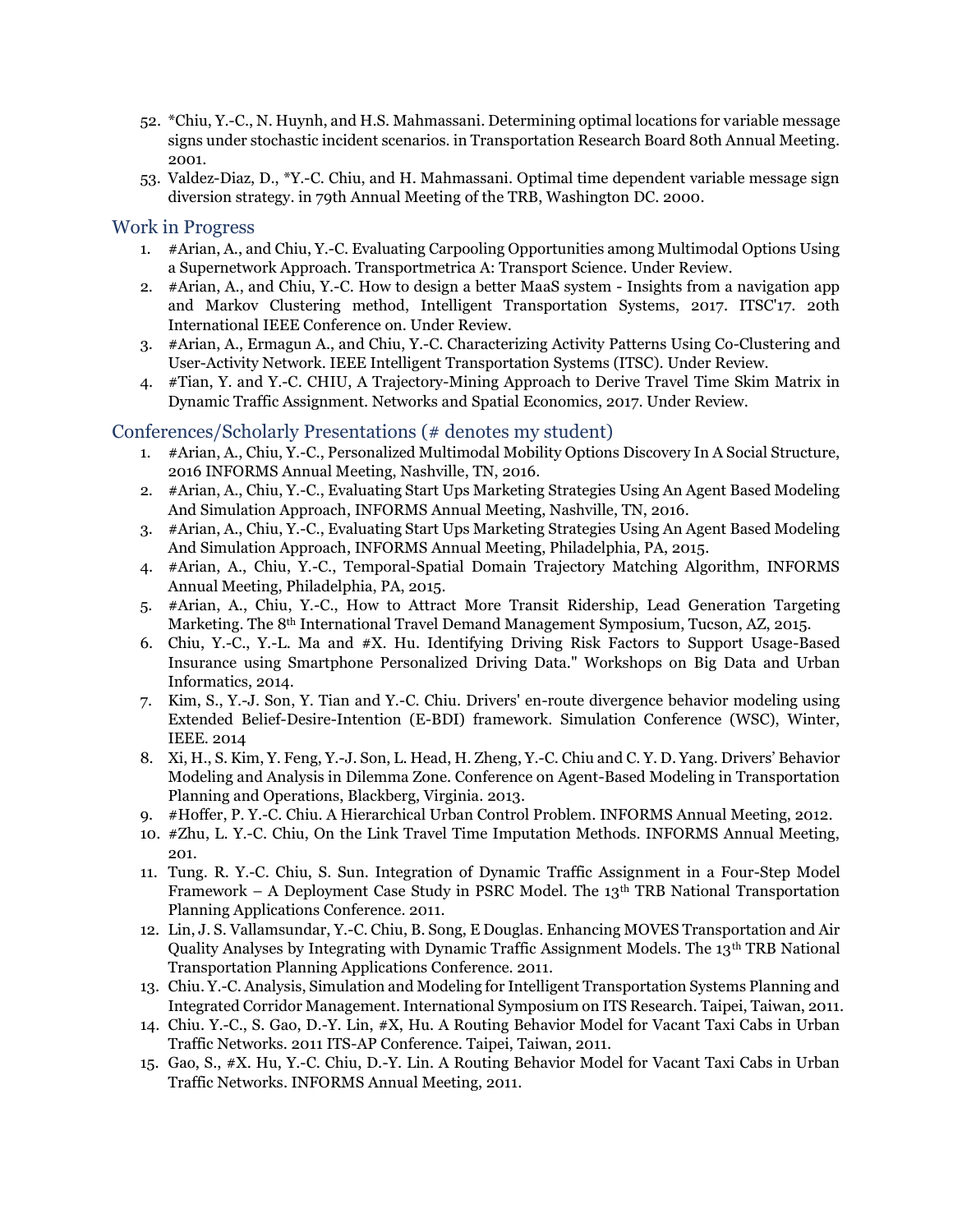52. *Chiu, Y.-C., N. Huynh, and H.S. Mahmassani. Determining optimal locations for variable message signs under stochastic incident scenarios. in Transportation Research Board 80th Annual Meeting. 2001.
53. Valdez-Diaz, D., *Y.-C. Chiu, and H. Mahmassani. Optimal time dependent variable message sign diversion strategy. in 79th Annual Meeting of the TRB, Washington DC. 2000.

## Work in Progress

1. #Arian, A., and Chiu, Y.-C. Evaluating Carpooling Opportunities among Multimodal Options Using a Supernetwork Approach. Transportmetrica A: Transport Science. Under Review.
2. #Arian, A., and Chiu, Y.-C. How to design a better MaaS system - Insights from a navigation app and Markov Clustering method, Intelligent Transportation Systems, 2017. ITSC'17. 20th International IEEE Conference on. Under Review.
3. #Arian, A., Ermagun A., and Chiu, Y.-C. Characterizing Activity Patterns Using Co-Clustering and User-Activity Network. IEEE Intelligent Transportation Systems (ITSC). Under Review.
4. #Tian, Y. and Y.-C. CHIU, A Trajectory-Mining Approach to Derive Travel Time Skim Matrix in Dynamic Traffic Assignment. Networks and Spatial Economics, 2017. Under Review.

## Conferences/Scholarly Presentations (# denotes my student)

1. #Arian, A., Chiu, Y.-C., Personalized Multimodal Mobility Options Discovery In A Social Structure, 2016 INFORMS Annual Meeting, Nashville, TN, 2016.
2. #Arian, A., Chiu, Y.-C., Evaluating Start Ups Marketing Strategies Using An Agent Based Modeling And Simulation Approach, INFORMS Annual Meeting, Nashville, TN, 2016.
3. #Arian, A., Chiu, Y.-C., Evaluating Start Ups Marketing Strategies Using An Agent Based Modeling And Simulation Approach, INFORMS Annual Meeting, Philadelphia, PA, 2015.
4. #Arian, A., Chiu, Y.-C., Temporal-Spatial Domain Trajectory Matching Algorithm, INFORMS Annual Meeting, Philadelphia, PA, 2015.
5. #Arian, A., Chiu, Y.-C., How to Attract More Transit Ridership, Lead Generation Targeting Marketing. The 8th International Travel Demand Management Symposium, Tucson, AZ, 2015.
6. Chiu, Y.-C., Y.-L. Ma and #X. Hu. Identifying Driving Risk Factors to Support Usage-Based Insurance using Smartphone Personalized Driving Data." Workshops on Big Data and Urban Informatics, 2014.
7. Kim, S., Y.-J. Son, Y. Tian and Y.-C. Chiu. Drivers' en-route divergence behavior modeling using Extended Belief-Desire-Intention (E-BDI) framework. Simulation Conference (WSC), Winter, IEEE. 2014
8. Xi, H., S. Kim, Y. Feng, Y.-J. Son, L. Head, H. Zheng, Y.-C. Chiu and C. Y. D. Yang. Drivers' Behavior Modeling and Analysis in Dilemma Zone. Conference on Agent-Based Modeling in Transportation Planning and Operations, Blackberg, Virginia. 2013.
9. #Hoffer, P. Y.-C. Chiu. A Hierarchical Urban Control Problem. INFORMS Annual Meeting, 2012.
10. #Zhu, L. Y.-C. Chiu, On the Link Travel Time Imputation Methods. INFORMS Annual Meeting, 201.
11. Tung. R. Y.-C. Chiu, S. Sun. Integration of Dynamic Traffic Assignment in a Four-Step Model Framework – A Deployment Case Study in PSRC Model. The 13th TRB National Transportation Planning Applications Conference. 2011.
12. Lin, J. S. Vallamsundar, Y.-C. Chiu, B. Song, E Douglas. Enhancing MOVES Transportation and Air Quality Analyses by Integrating with Dynamic Traffic Assignment Models. The 13th TRB National Transportation Planning Applications Conference. 2011.
13. Chiu. Y.-C. Analysis, Simulation and Modeling for Intelligent Transportation Systems Planning and Integrated Corridor Management. International Symposium on ITS Research. Taipei, Taiwan, 2011.
14. Chiu. Y.-C., S. Gao, D.-Y. Lin, #X, Hu. A Routing Behavior Model for Vacant Taxi Cabs in Urban Traffic Networks. 2011 ITS-AP Conference. Taipei, Taiwan, 2011.
15. Gao, S., #X. Hu, Y.-C. Chiu, D.-Y. Lin. A Routing Behavior Model for Vacant Taxi Cabs in Urban Traffic Networks. INFORMS Annual Meeting, 2011.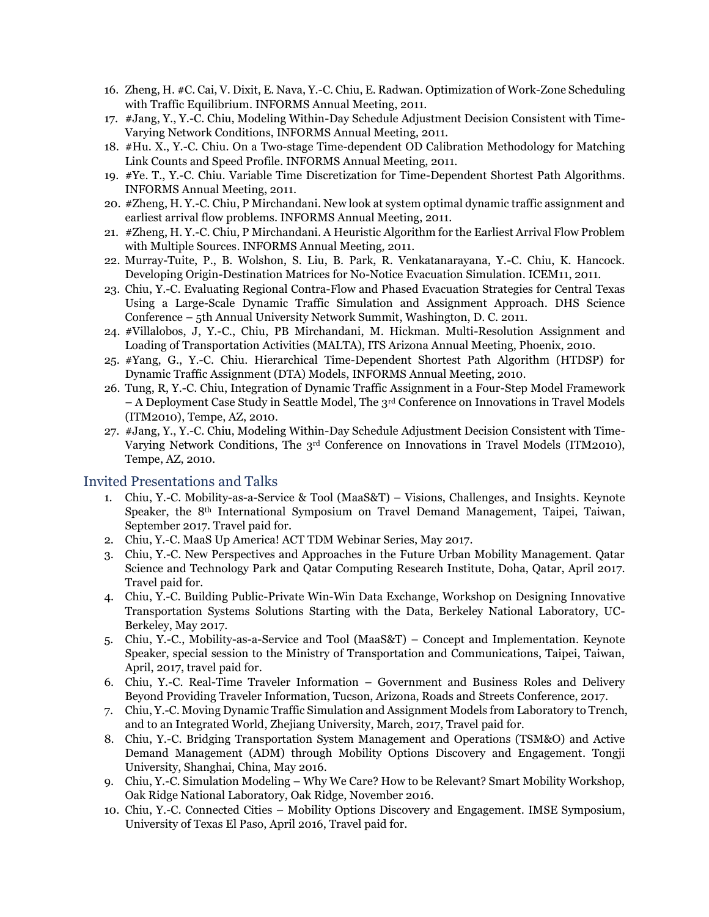16. Zheng, H. #C. Cai, V. Dixit, E. Nava, Y.-C. Chiu, E. Radwan. Optimization of Work-Zone Scheduling with Traffic Equilibrium. INFORMS Annual Meeting, 2011.
17. #Jang, Y., Y.-C. Chiu, Modeling Within-Day Schedule Adjustment Decision Consistent with Time-Varying Network Conditions, INFORMS Annual Meeting, 2011.
18. #Hu. X., Y.-C. Chiu. On a Two-stage Time-dependent OD Calibration Methodology for Matching Link Counts and Speed Profile. INFORMS Annual Meeting, 2011.
19. #Ye. T., Y.-C. Chiu. Variable Time Discretization for Time-Dependent Shortest Path Algorithms. INFORMS Annual Meeting, 2011.
20. #Zheng, H. Y.-C. Chiu, P Mirchandani. New look at system optimal dynamic traffic assignment and earliest arrival flow problems. INFORMS Annual Meeting, 2011.
21. #Zheng, H. Y.-C. Chiu, P Mirchandani. A Heuristic Algorithm for the Earliest Arrival Flow Problem with Multiple Sources. INFORMS Annual Meeting, 2011.
22. Murray-Tuite, P., B. Wolshon, S. Liu, B. Park, R. Venkatanarayana, Y.-C. Chiu, K. Hancock. Developing Origin-Destination Matrices for No-Notice Evacuation Simulation. ICEM11, 2011.
23. Chiu, Y.-C. Evaluating Regional Contra-Flow and Phased Evacuation Strategies for Central Texas Using a Large-Scale Dynamic Traffic Simulation and Assignment Approach. DHS Science Conference – 5th Annual University Network Summit, Washington, D. C. 2011.
24. #Villalobos, J, Y.-C., Chiu, PB Mirchandani, M. Hickman. Multi-Resolution Assignment and Loading of Transportation Activities (MALTA), ITS Arizona Annual Meeting, Phoenix, 2010.
25. #Yang, G., Y.-C. Chiu. Hierarchical Time-Dependent Shortest Path Algorithm (HTDSP) for Dynamic Traffic Assignment (DTA) Models, INFORMS Annual Meeting, 2010.
26. Tung, R, Y.-C. Chiu, Integration of Dynamic Traffic Assignment in a Four-Step Model Framework – A Deployment Case Study in Seattle Model, The 3rd Conference on Innovations in Travel Models (ITM2010), Tempe, AZ, 2010.
27. #Jang, Y., Y.-C. Chiu, Modeling Within-Day Schedule Adjustment Decision Consistent with Time-Varying Network Conditions, The 3rd Conference on Innovations in Travel Models (ITM2010), Tempe, AZ, 2010.

## Invited Presentations and Talks

1. Chiu, Y.-C. Mobility-as-a-Service & Tool (MaaS&T) – Visions, Challenges, and Insights. Keynote Speaker, the 8th International Symposium on Travel Demand Management, Taipei, Taiwan, September 2017. Travel paid for.
2. Chiu, Y.-C. MaaS Up America! ACT TDM Webinar Series, May 2017.
3. Chiu, Y.-C. New Perspectives and Approaches in the Future Urban Mobility Management. Qatar Science and Technology Park and Qatar Computing Research Institute, Doha, Qatar, April 2017. Travel paid for.
4. Chiu, Y.-C. Building Public-Private Win-Win Data Exchange, Workshop on Designing Innovative Transportation Systems Solutions Starting with the Data, Berkeley National Laboratory, UC-Berkeley, May 2017.
5. Chiu, Y.-C., Mobility-as-a-Service and Tool (MaaS&T) – Concept and Implementation. Keynote Speaker, special session to the Ministry of Transportation and Communications, Taipei, Taiwan, April, 2017, travel paid for.
6. Chiu, Y.-C. Real-Time Traveler Information – Government and Business Roles and Delivery Beyond Providing Traveler Information, Tucson, Arizona, Roads and Streets Conference, 2017.
7. Chiu, Y.-C. Moving Dynamic Traffic Simulation and Assignment Models from Laboratory to Trench, and to an Integrated World, Zhejiang University, March, 2017, Travel paid for.
8. Chiu, Y.-C. Bridging Transportation System Management and Operations (TSM&O) and Active Demand Management (ADM) through Mobility Options Discovery and Engagement. Tongji University, Shanghai, China, May 2016.
9. Chiu, Y.-C. Simulation Modeling – Why We Care? How to be Relevant? Smart Mobility Workshop, Oak Ridge National Laboratory, Oak Ridge, November 2016.
10. Chiu, Y.-C. Connected Cities – Mobility Options Discovery and Engagement. IMSE Symposium, University of Texas El Paso, April 2016, Travel paid for.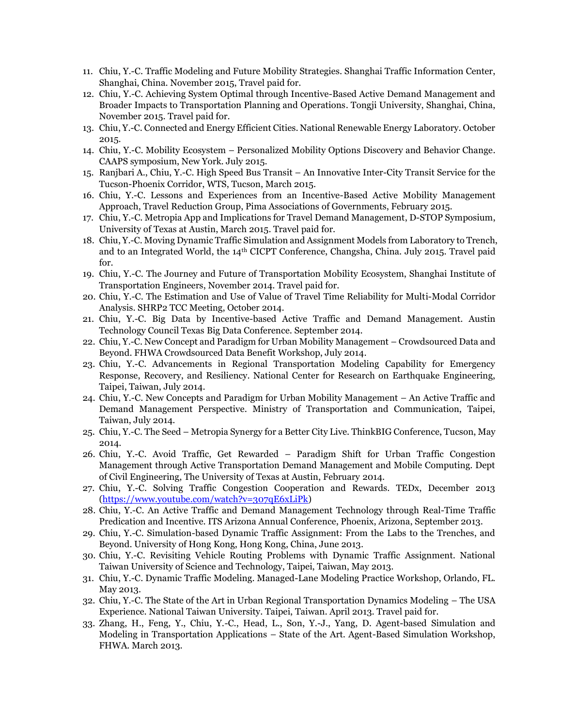11. Chiu, Y.-C. Traffic Modeling and Future Mobility Strategies. Shanghai Traffic Information Center, Shanghai, China. November 2015, Travel paid for.
12. Chiu, Y.-C. Achieving System Optimal through Incentive-Based Active Demand Management and Broader Impacts to Transportation Planning and Operations. Tongji University, Shanghai, China, November 2015. Travel paid for.
13. Chiu, Y.-C. Connected and Energy Efficient Cities. National Renewable Energy Laboratory. October 2015.
14. Chiu, Y.-C. Mobility Ecosystem – Personalized Mobility Options Discovery and Behavior Change. CAAPS symposium, New York. July 2015.
15. Ranjbari A., Chiu, Y.-C. High Speed Bus Transit – An Innovative Inter-City Transit Service for the Tucson-Phoenix Corridor, WTS, Tucson, March 2015.
16. Chiu, Y.-C. Lessons and Experiences from an Incentive-Based Active Mobility Management Approach, Travel Reduction Group, Pima Associations of Governments, February 2015.
17. Chiu, Y.-C. Metropia App and Implications for Travel Demand Management, D-STOP Symposium, University of Texas at Austin, March 2015. Travel paid for.
18. Chiu, Y.-C. Moving Dynamic Traffic Simulation and Assignment Models from Laboratory to Trench, and to an Integrated World, the 14th CICPT Conference, Changsha, China. July 2015. Travel paid for.
19. Chiu, Y.-C. The Journey and Future of Transportation Mobility Ecosystem, Shanghai Institute of Transportation Engineers, November 2014. Travel paid for.
20. Chiu, Y.-C. The Estimation and Use of Value of Travel Time Reliability for Multi-Modal Corridor Analysis. SHRP2 TCC Meeting, October 2014.
21. Chiu, Y.-C. Big Data by Incentive-based Active Traffic and Demand Management. Austin Technology Council Texas Big Data Conference. September 2014.
22. Chiu, Y.-C. New Concept and Paradigm for Urban Mobility Management – Crowdsourced Data and Beyond. FHWA Crowdsourced Data Benefit Workshop, July 2014.
23. Chiu, Y.-C. Advancements in Regional Transportation Modeling Capability for Emergency Response, Recovery, and Resiliency. National Center for Research on Earthquake Engineering, Taipei, Taiwan, July 2014.
24. Chiu, Y.-C. New Concepts and Paradigm for Urban Mobility Management – An Active Traffic and Demand Management Perspective. Ministry of Transportation and Communication, Taipei, Taiwan, July 2014.
25. Chiu, Y.-C. The Seed – Metropia Synergy for a Better City Live. ThinkBIG Conference, Tucson, May 2014.
26. Chiu, Y.-C. Avoid Traffic, Get Rewarded – Paradigm Shift for Urban Traffic Congestion Management through Active Transportation Demand Management and Mobile Computing. Dept of Civil Engineering, The University of Texas at Austin, February 2014.
27. Chiu, Y.-C. Solving Traffic Congestion Cooperation and Rewards. TEDx, December 2013 (https://www.youtube.com/watch?v=307qE6xLiPk)
28. Chiu, Y.-C. An Active Traffic and Demand Management Technology through Real-Time Traffic Predication and Incentive. ITS Arizona Annual Conference, Phoenix, Arizona, September 2013.
29. Chiu, Y.-C. Simulation-based Dynamic Traffic Assignment: From the Labs to the Trenches, and Beyond. University of Hong Kong, Hong Kong, China, June 2013.
30. Chiu, Y.-C. Revisiting Vehicle Routing Problems with Dynamic Traffic Assignment. National Taiwan University of Science and Technology, Taipei, Taiwan, May 2013.
31. Chiu, Y.-C. Dynamic Traffic Modeling. Managed-Lane Modeling Practice Workshop, Orlando, FL. May 2013.
32. Chiu, Y.-C. The State of the Art in Urban Regional Transportation Dynamics Modeling – The USA Experience. National Taiwan University. Taipei, Taiwan. April 2013. Travel paid for.
33. Zhang, H., Feng, Y., Chiu, Y.-C., Head, L., Son, Y.-J., Yang, D. Agent-based Simulation and Modeling in Transportation Applications – State of the Art. Agent-Based Simulation Workshop, FHWA. March 2013.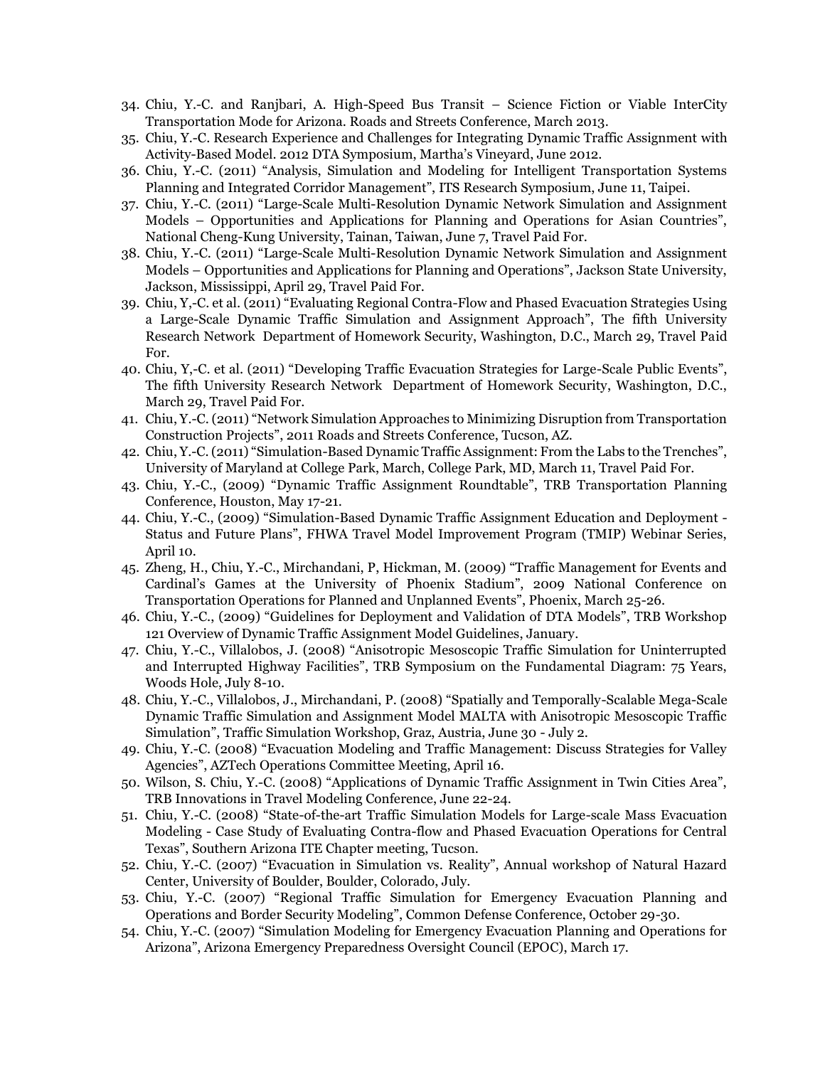34. Chiu, Y.-C. and Ranjbari, A. High-Speed Bus Transit – Science Fiction or Viable InterCity Transportation Mode for Arizona. Roads and Streets Conference, March 2013.
35. Chiu, Y.-C. Research Experience and Challenges for Integrating Dynamic Traffic Assignment with Activity-Based Model. 2012 DTA Symposium, Martha's Vineyard, June 2012.
36. Chiu, Y.-C. (2011) "Analysis, Simulation and Modeling for Intelligent Transportation Systems Planning and Integrated Corridor Management", ITS Research Symposium, June 11, Taipei.
37. Chiu, Y.-C. (2011) "Large-Scale Multi-Resolution Dynamic Network Simulation and Assignment Models – Opportunities and Applications for Planning and Operations for Asian Countries", National Cheng-Kung University, Tainan, Taiwan, June 7, Travel Paid For.
38. Chiu, Y.-C. (2011) "Large-Scale Multi-Resolution Dynamic Network Simulation and Assignment Models – Opportunities and Applications for Planning and Operations", Jackson State University, Jackson, Mississippi, April 29, Travel Paid For.
39. Chiu, Y,-C. et al. (2011) "Evaluating Regional Contra-Flow and Phased Evacuation Strategies Using a Large-Scale Dynamic Traffic Simulation and Assignment Approach", The fifth University Research Network Department of Homework Security, Washington, D.C., March 29, Travel Paid For.
40. Chiu, Y,-C. et al. (2011) "Developing Traffic Evacuation Strategies for Large-Scale Public Events", The fifth University Research Network Department of Homework Security, Washington, D.C., March 29, Travel Paid For.
41. Chiu, Y.-C. (2011) "Network Simulation Approaches to Minimizing Disruption from Transportation Construction Projects", 2011 Roads and Streets Conference, Tucson, AZ.
42. Chiu, Y.-C. (2011) "Simulation-Based Dynamic Traffic Assignment: From the Labs to the Trenches", University of Maryland at College Park, March, College Park, MD, March 11, Travel Paid For.
43. Chiu, Y.-C., (2009) "Dynamic Traffic Assignment Roundtable", TRB Transportation Planning Conference, Houston, May 17-21.
44. Chiu, Y.-C., (2009) "Simulation-Based Dynamic Traffic Assignment Education and Deployment - Status and Future Plans", FHWA Travel Model Improvement Program (TMIP) Webinar Series, April 10.
45. Zheng, H., Chiu, Y.-C., Mirchandani, P, Hickman, M. (2009) "Traffic Management for Events and Cardinal's Games at the University of Phoenix Stadium", 2009 National Conference on Transportation Operations for Planned and Unplanned Events", Phoenix, March 25-26.
46. Chiu, Y.-C., (2009) "Guidelines for Deployment and Validation of DTA Models", TRB Workshop 121 Overview of Dynamic Traffic Assignment Model Guidelines, January.
47. Chiu, Y.-C., Villalobos, J. (2008) "Anisotropic Mesoscopic Traffic Simulation for Uninterrupted and Interrupted Highway Facilities", TRB Symposium on the Fundamental Diagram: 75 Years, Woods Hole, July 8-10.
48. Chiu, Y.-C., Villalobos, J., Mirchandani, P. (2008) "Spatially and Temporally-Scalable Mega-Scale Dynamic Traffic Simulation and Assignment Model MALTA with Anisotropic Mesoscopic Traffic Simulation", Traffic Simulation Workshop, Graz, Austria, June 30 - July 2.
49. Chiu, Y.-C. (2008) "Evacuation Modeling and Traffic Management: Discuss Strategies for Valley Agencies", AZTech Operations Committee Meeting, April 16.
50. Wilson, S. Chiu, Y.-C. (2008) "Applications of Dynamic Traffic Assignment in Twin Cities Area", TRB Innovations in Travel Modeling Conference, June 22-24.
51. Chiu, Y.-C. (2008) "State-of-the-art Traffic Simulation Models for Large-scale Mass Evacuation Modeling - Case Study of Evaluating Contra-flow and Phased Evacuation Operations for Central Texas", Southern Arizona ITE Chapter meeting, Tucson.
52. Chiu, Y.-C. (2007) "Evacuation in Simulation vs. Reality", Annual workshop of Natural Hazard Center, University of Boulder, Boulder, Colorado, July.
53. Chiu, Y.-C. (2007) "Regional Traffic Simulation for Emergency Evacuation Planning and Operations and Border Security Modeling", Common Defense Conference, October 29-30.
54. Chiu, Y.-C. (2007) "Simulation Modeling for Emergency Evacuation Planning and Operations for Arizona", Arizona Emergency Preparedness Oversight Council (EPOC), March 17.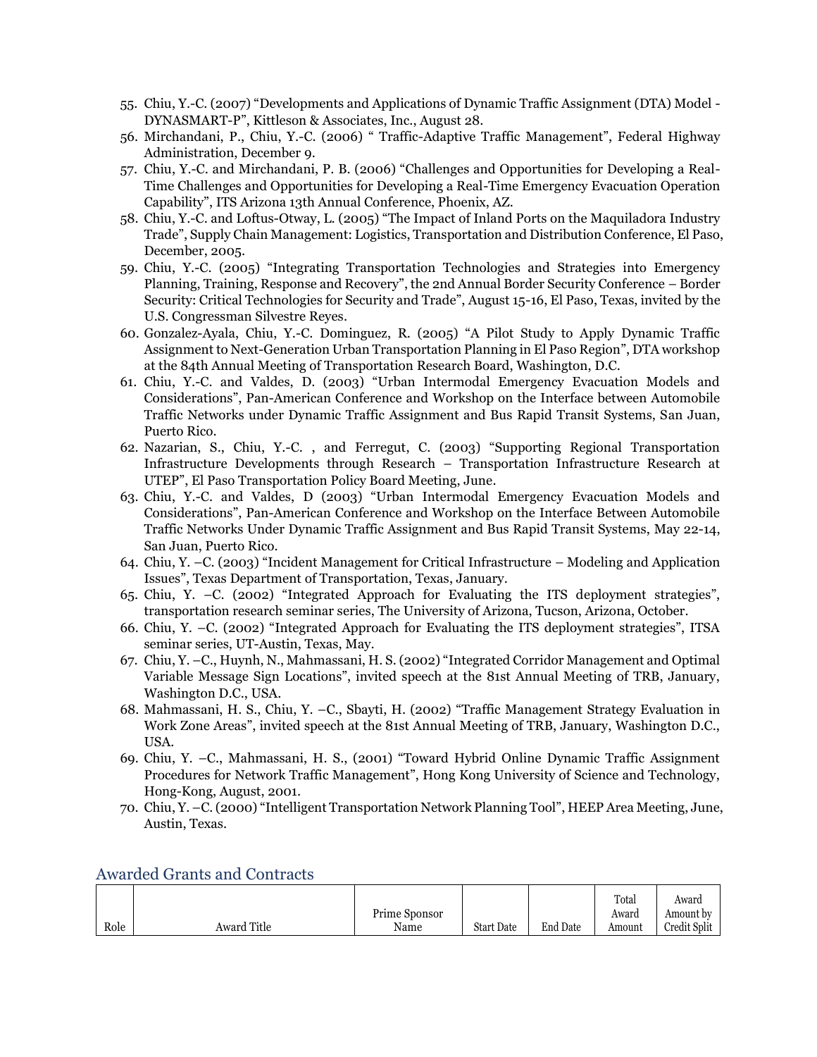55. Chiu, Y.-C. (2007) "Developments and Applications of Dynamic Traffic Assignment (DTA) Model - DYNASMART-P", Kittleson & Associates, Inc., August 28.
56. Mirchandani, P., Chiu, Y.-C. (2006) " Traffic-Adaptive Traffic Management", Federal Highway Administration, December 9.
57. Chiu, Y.-C. and Mirchandani, P. B. (2006) "Challenges and Opportunities for Developing a Real-Time Challenges and Opportunities for Developing a Real-Time Emergency Evacuation Operation Capability", ITS Arizona 13th Annual Conference, Phoenix, AZ.
58. Chiu, Y.-C. and Loftus-Otway, L. (2005) "The Impact of Inland Ports on the Maquiladora Industry Trade", Supply Chain Management: Logistics, Transportation and Distribution Conference, El Paso, December, 2005.
59. Chiu, Y.-C. (2005) "Integrating Transportation Technologies and Strategies into Emergency Planning, Training, Response and Recovery", the 2nd Annual Border Security Conference – Border Security: Critical Technologies for Security and Trade", August 15-16, El Paso, Texas, invited by the U.S. Congressman Silvestre Reyes.
60. Gonzalez-Ayala, Chiu, Y.-C. Dominguez, R. (2005) "A Pilot Study to Apply Dynamic Traffic Assignment to Next-Generation Urban Transportation Planning in El Paso Region", DTA workshop at the 84th Annual Meeting of Transportation Research Board, Washington, D.C.
61. Chiu, Y.-C. and Valdes, D. (2003) "Urban Intermodal Emergency Evacuation Models and Considerations", Pan-American Conference and Workshop on the Interface between Automobile Traffic Networks under Dynamic Traffic Assignment and Bus Rapid Transit Systems, San Juan, Puerto Rico.
62. Nazarian, S., Chiu, Y.-C. , and Ferregut, C. (2003) "Supporting Regional Transportation Infrastructure Developments through Research – Transportation Infrastructure Research at UTEP", El Paso Transportation Policy Board Meeting, June.
63. Chiu, Y.-C. and Valdes, D (2003) "Urban Intermodal Emergency Evacuation Models and Considerations", Pan-American Conference and Workshop on the Interface Between Automobile Traffic Networks Under Dynamic Traffic Assignment and Bus Rapid Transit Systems, May 22-14, San Juan, Puerto Rico.
64. Chiu, Y. –C. (2003) "Incident Management for Critical Infrastructure – Modeling and Application Issues", Texas Department of Transportation, Texas, January.
65. Chiu, Y. –C. (2002) "Integrated Approach for Evaluating the ITS deployment strategies", transportation research seminar series, The University of Arizona, Tucson, Arizona, October.
66. Chiu, Y. –C. (2002) "Integrated Approach for Evaluating the ITS deployment strategies", ITSA seminar series, UT-Austin, Texas, May.
67. Chiu, Y. –C., Huynh, N., Mahmassani, H. S. (2002) "Integrated Corridor Management and Optimal Variable Message Sign Locations", invited speech at the 81st Annual Meeting of TRB, January, Washington D.C., USA.
68. Mahmassani, H. S., Chiu, Y. –C., Sbayti, H. (2002) "Traffic Management Strategy Evaluation in Work Zone Areas", invited speech at the 81st Annual Meeting of TRB, January, Washington D.C., USA.
69. Chiu, Y. –C., Mahmassani, H. S., (2001) "Toward Hybrid Online Dynamic Traffic Assignment Procedures for Network Traffic Management", Hong Kong University of Science and Technology, Hong-Kong, August, 2001.
70. Chiu, Y. –C. (2000) "Intelligent Transportation Network Planning Tool", HEEP Area Meeting, June, Austin, Texas.

## Awarded Grants and Contracts

| Role | Award Title | Prime Sponsor Name | Start Date | End Date | Total Award Amount | Award Amount by Credit Split |
|---|---|---|---|---|---|---|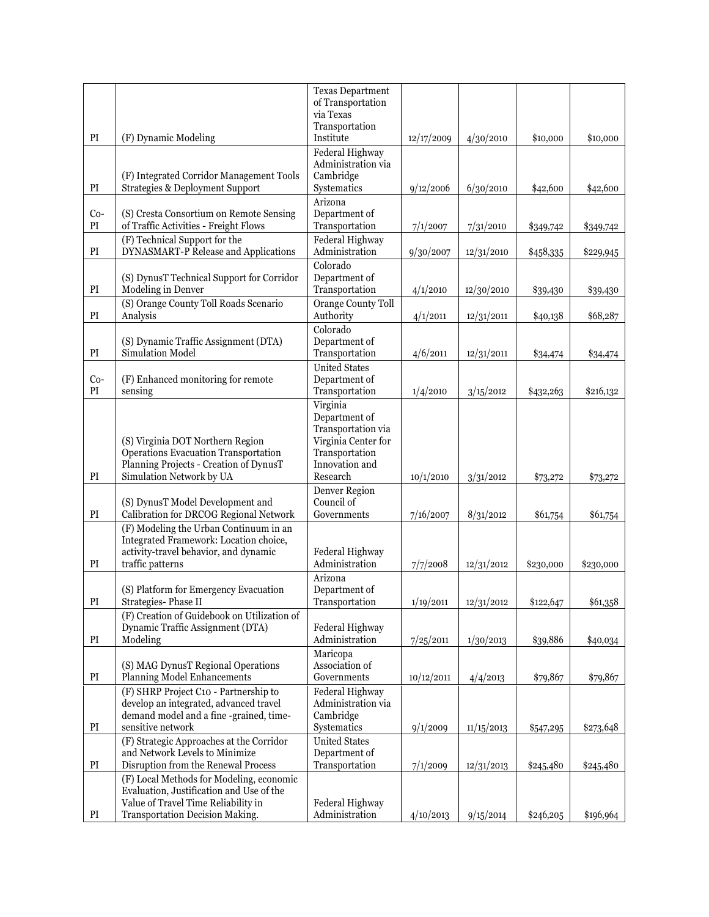| | | | | | | |
|---|---|---|---|---|---|---|
| PI | (F) Dynamic Modeling | Texas Department of Transportation via Texas Transportation Institute | 12/17/2009 | 4/30/2010 | $10,000 | $10,000 |
| PI | (F) Integrated Corridor Management Tools Strategies & Deployment Support | Federal Highway Administration via Cambridge Systematics | 9/12/2006 | 6/30/2010 | $42,600 | $42,600 |
| Co-PI | (S) Cresta Consortium on Remote Sensing of Traffic Activities - Freight Flows | Arizona Department of Transportation | 7/1/2007 | 7/31/2010 | $349,742 | $349,742 |
| PI | (F) Technical Support for the DYNASMART-P Release and Applications | Federal Highway Administration | 9/30/2007 | 12/31/2010 | $458,335 | $229,945 |
| PI | (S) DynusT Technical Support for Corridor Modeling in Denver | Colorado Department of Transportation | 4/1/2010 | 12/30/2010 | $39,430 | $39,430 |
| PI | (S) Orange County Toll Roads Scenario Analysis | Orange County Toll Authority | 4/1/2011 | 12/31/2011 | $40,138 | $68,287 |
| PI | (S) Dynamic Traffic Assignment (DTA) Simulation Model | Colorado Department of Transportation | 4/6/2011 | 12/31/2011 | $34,474 | $34,474 |
| Co-PI | (F) Enhanced monitoring for remote sensing | United States Department of Transportation | 1/4/2010 | 3/15/2012 | $432,263 | $216,132 |
| PI | (S) Virginia DOT Northern Region Operations Evacuation Transportation Planning Projects - Creation of DynusT Simulation Network by UA | Virginia Department of Transportation via Virginia Center for Transportation Innovation and Research | 10/1/2010 | 3/31/2012 | $73,272 | $73,272 |
| PI | (S) DynusT Model Development and Calibration for DRCOG Regional Network | Denver Region Council of Governments | 7/16/2007 | 8/31/2012 | $61,754 | $61,754 |
| PI | (F) Modeling the Urban Continuum in an Integrated Framework: Location choice, activity-travel behavior, and dynamic traffic patterns | Federal Highway Administration | 7/7/2008 | 12/31/2012 | $230,000 | $230,000 |
| PI | (S) Platform for Emergency Evacuation Strategies- Phase II | Arizona Department of Transportation | 1/19/2011 | 12/31/2012 | $122,647 | $61,358 |
| PI | (F) Creation of Guidebook on Utilization of Dynamic Traffic Assignment (DTA) Modeling | Federal Highway Administration | 7/25/2011 | 1/30/2013 | $39,886 | $40,034 |
| PI | (S) MAG DynusT Regional Operations Planning Model Enhancements | Maricopa Association of Governments | 10/12/2011 | 4/4/2013 | $79,867 | $79,867 |
| PI | (F) SHRP Project C10 - Partnership to develop an integrated, advanced travel demand model and a fine -grained, time-sensitive network | Federal Highway Administration via Cambridge Systematics | 9/1/2009 | 11/15/2013 | $547,295 | $273,648 |
| PI | (F) Strategic Approaches at the Corridor and Network Levels to Minimize Disruption from the Renewal Process | United States Department of Transportation | 7/1/2009 | 12/31/2013 | $245,480 | $245,480 |
| PI | (F) Local Methods for Modeling, economic Evaluation, Justification and Use of the Value of Travel Time Reliability in Transportation Decision Making. | Federal Highway Administration | 4/10/2013 | 9/15/2014 | $246,205 | $196,964 |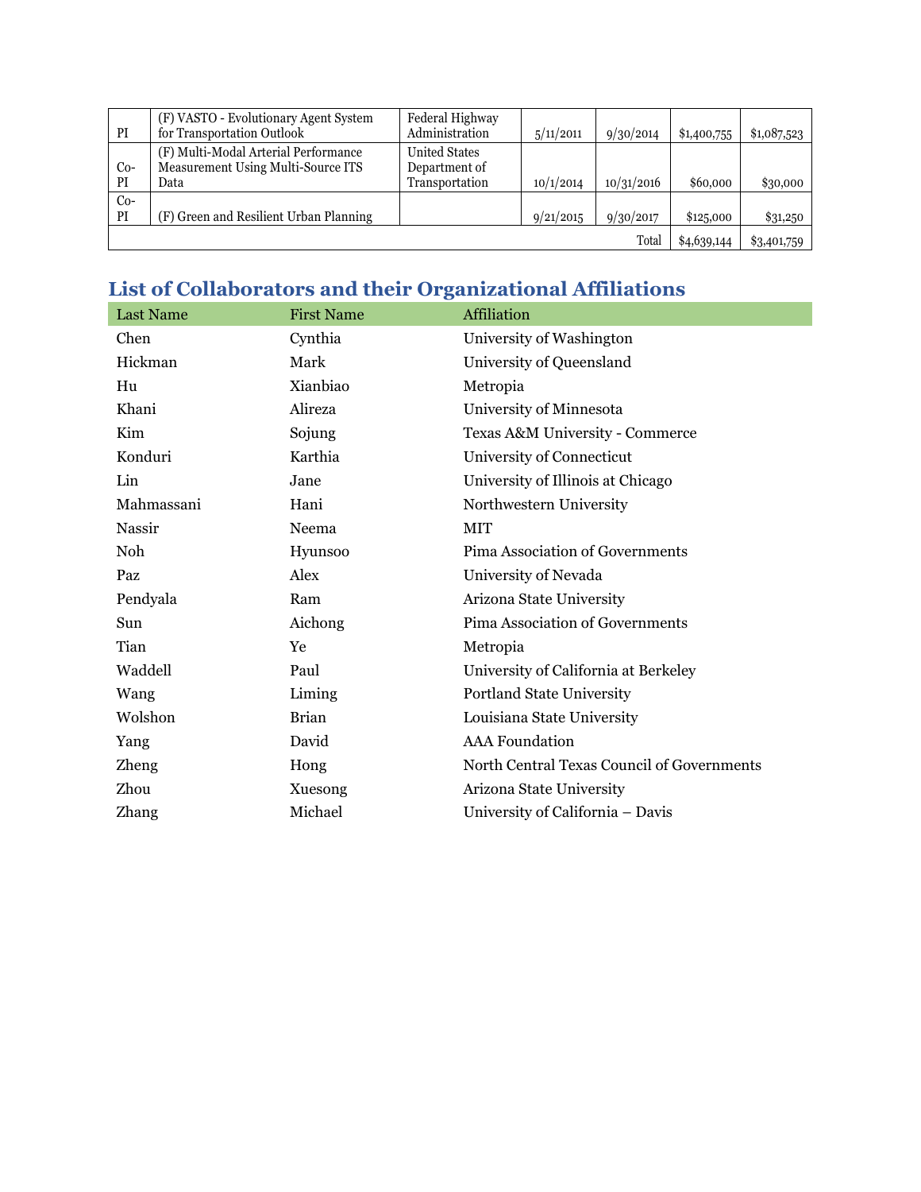| | | | | | | |
|---|---|---|---|---|---|---|
| PI | (F) VASTO - Evolutionary Agent System for Transportation Outlook | Federal Highway Administration | 5/11/2011 | 9/30/2014 | $1,400,755 | $1,087,523 |
| Co-PI | (F) Multi-Modal Arterial Performance Measurement Using Multi-Source ITS Data | United States Department of Transportation | 10/1/2014 | 10/31/2016 | $60,000 | $30,000 |
| Co-PI | (F) Green and Resilient Urban Planning | | 9/21/2015 | 9/30/2017 | $125,000 | $31,250 |
| | | | | Total | $4,639,144 | $3,401,759 |

## List of Collaborators and their Organizational Affiliations

| Last Name | First Name | Affiliation |
|---|---|---|
| Chen | Cynthia | University of Washington |
| Hickman | Mark | University of Queensland |
| Hu | Xianbiao | Metropia |
| Khani | Alireza | University of Minnesota |
| Kim | Sojung | Texas A&M University - Commerce |
| Konduri | Karthia | University of Connecticut |
| Lin | Jane | University of Illinois at Chicago |
| Mahmassani | Hani | Northwestern University |
| Nassir | Neema | MIT |
| Noh | Hyunsoo | Pima Association of Governments |
| Paz | Alex | University of Nevada |
| Pendyala | Ram | Arizona State University |
| Sun | Aichong | Pima Association of Governments |
| Tian | Ye | Metropia |
| Waddell | Paul | University of California at Berkeley |
| Wang | Liming | Portland State University |
| Wolshon | Brian | Louisiana State University |
| Yang | David | AAA Foundation |
| Zheng | Hong | North Central Texas Council of Governments |
| Zhou | Xuesong | Arizona State University |
| Zhang | Michael | University of California – Davis |